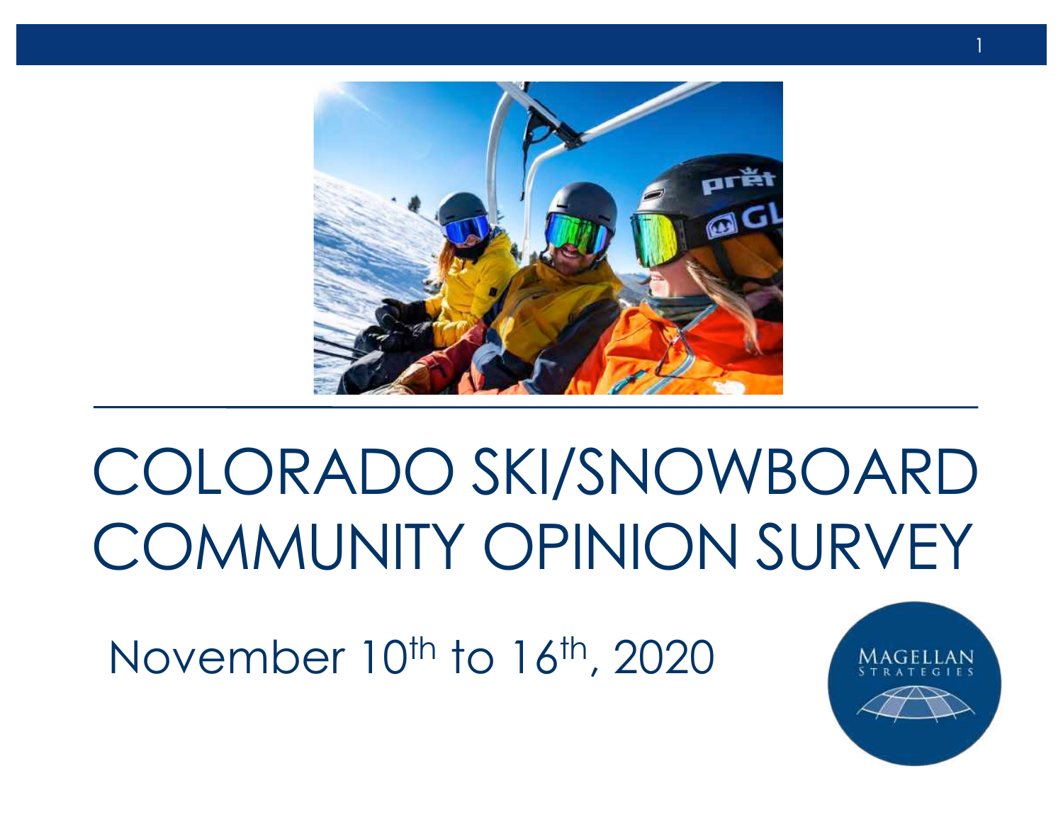# COLORADO SKI/SNOWBOARD COMMUNITY OPINION SURVEY

November 10th to 16th, 2020

MAGELLAN STRATEGIES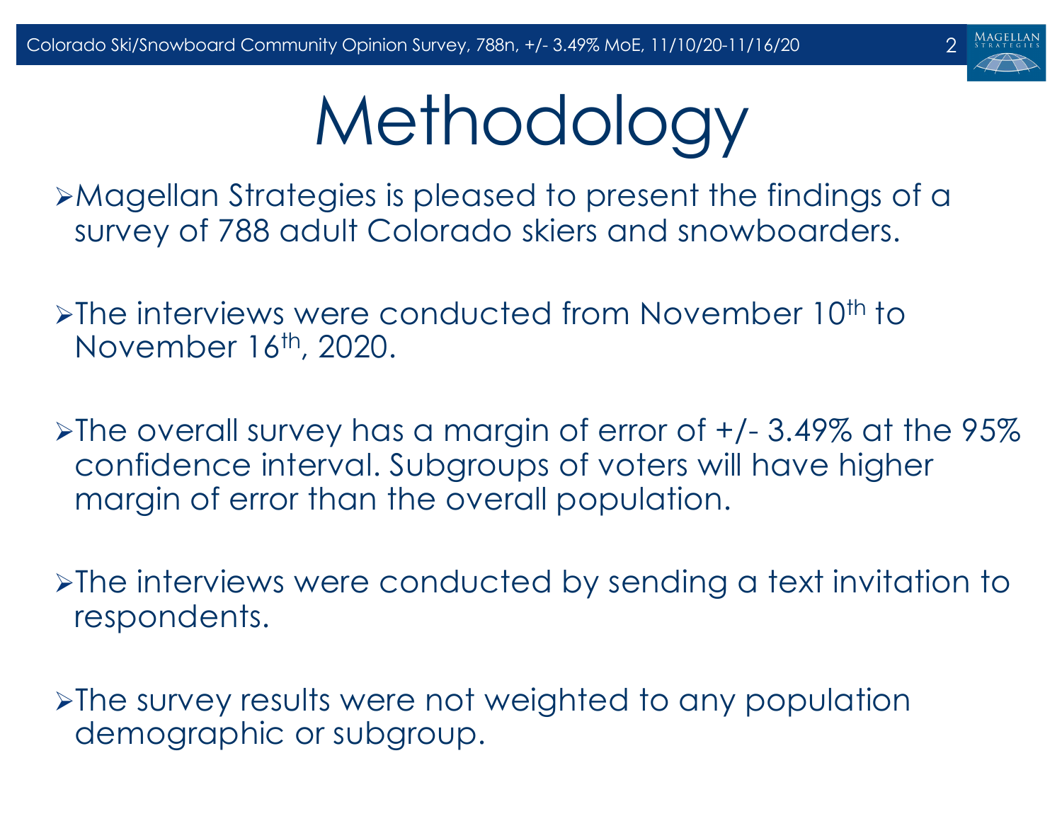# Methodology

- Magellan Strategies is pleased to present the findings of a survey of 788 adult Colorado skiers and snowboarders.

- The interviews were conducted from November 10th to November 16th, 2020.

- The overall survey has a margin of error of +/- 3.49% at the 95% confidence interval. Subgroups of voters will have higher margin of error than the overall population.

- The interviews were conducted by sending a text invitation to respondents.

- The survey results were not weighted to any population demographic or subgroup.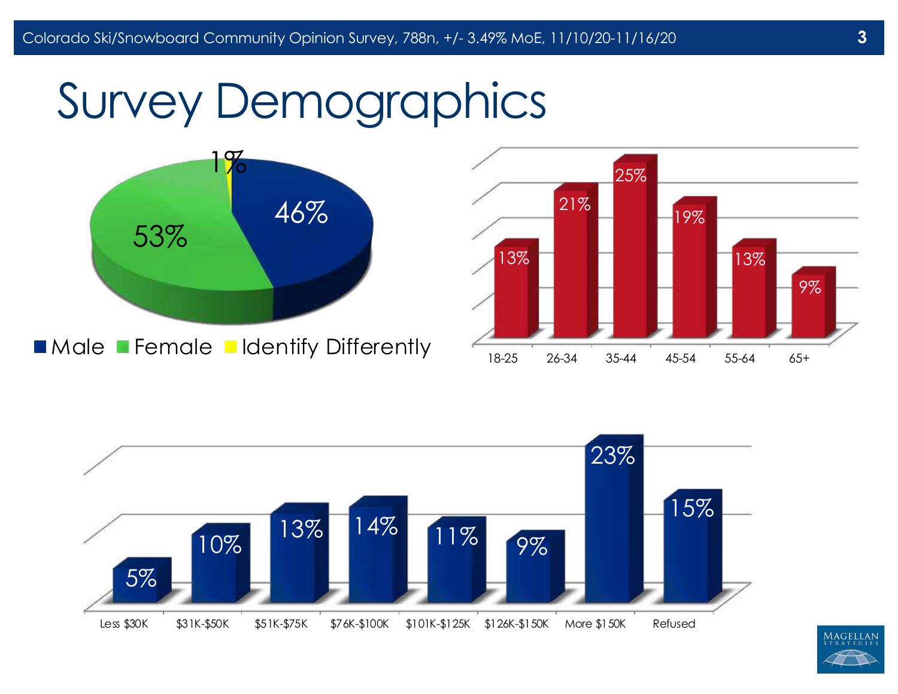# Survey Demographics

| Gender | % |
|---|---|
| Male | 46% |
| Female | 53% |
| Identify Differently | 1% |

| Age | % |
|---|---|
| 18-25 | 13% |
| 26-34 | 21% |
| 35-44 | 25% |
| 45-54 | 19% |
| 55-64 | 13% |
| 65+ | 9% |

| Income | % |
|---|---|
| Less $30K | 5% |
| $31K-$50K | 10% |
| $51K-$75K | 13% |
| $76K-$100K | 14% |
| $101K-$125K | 11% |
| $126K-$150K | 9% |
| More $150K | 23% |
| Refused | 15% |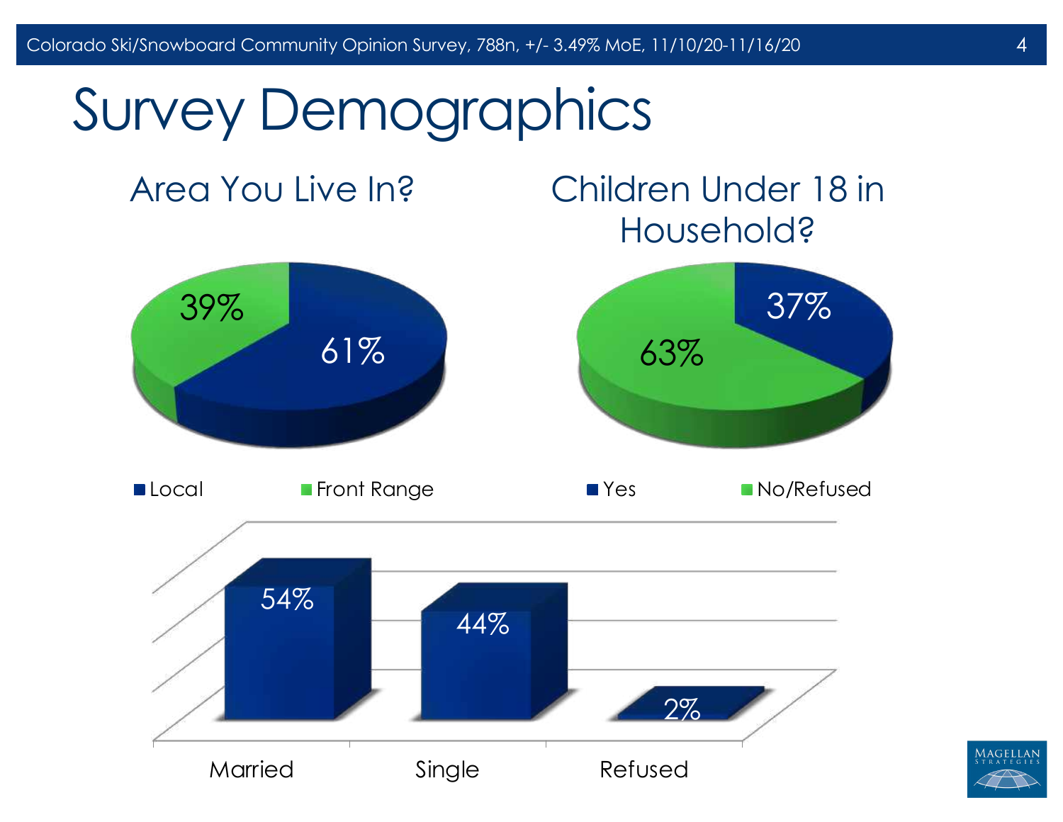# Survey Demographics

## Area You Live In?

| Area | Percent |
| --- | --- |
| Local | 61% |
| Front Range | 39% |

## Children Under 18 in Household?

| Response | Percent |
| --- | --- |
| Yes | 37% |
| No/Refused | 63% |

| Marital Status | Percent |
| --- | --- |
| Married | 54% |
| Single | 44% |
| Refused | 2% |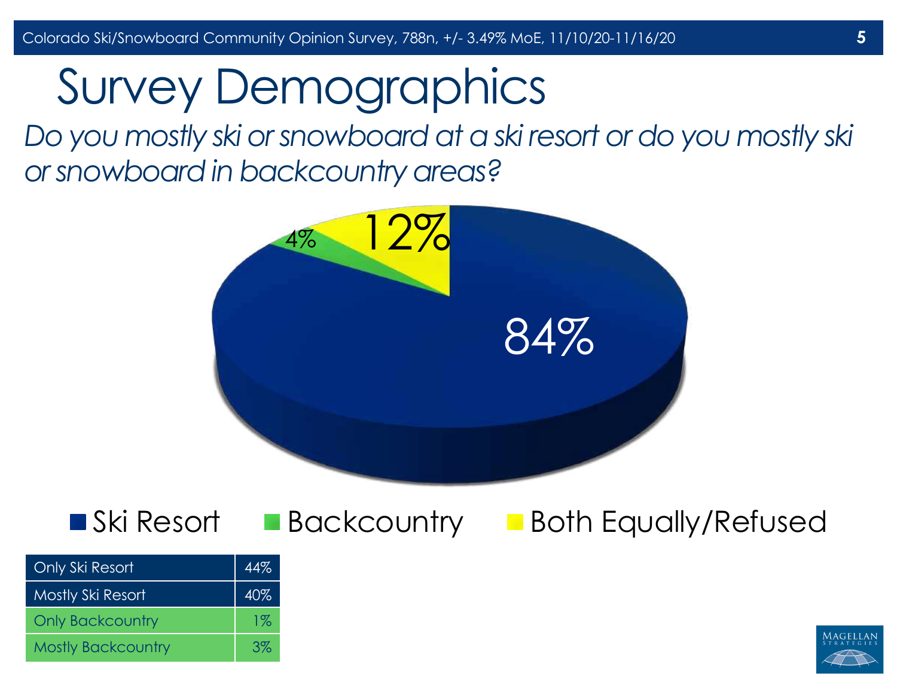# Survey Demographics

*Do you mostly ski or snowboard at a ski resort or do you mostly ski or snowboard in backcountry areas?*

| Response | Percentage |
|---|---|
| Ski Resort | 84% |
| Backcountry | 4% |
| Both Equally/Refused | 12% |

| | |
|---|---|
| Only Ski Resort | 44% |
| Mostly Ski Resort | 40% |
| Only Backcountry | 1% |
| Mostly Backcountry | 3% |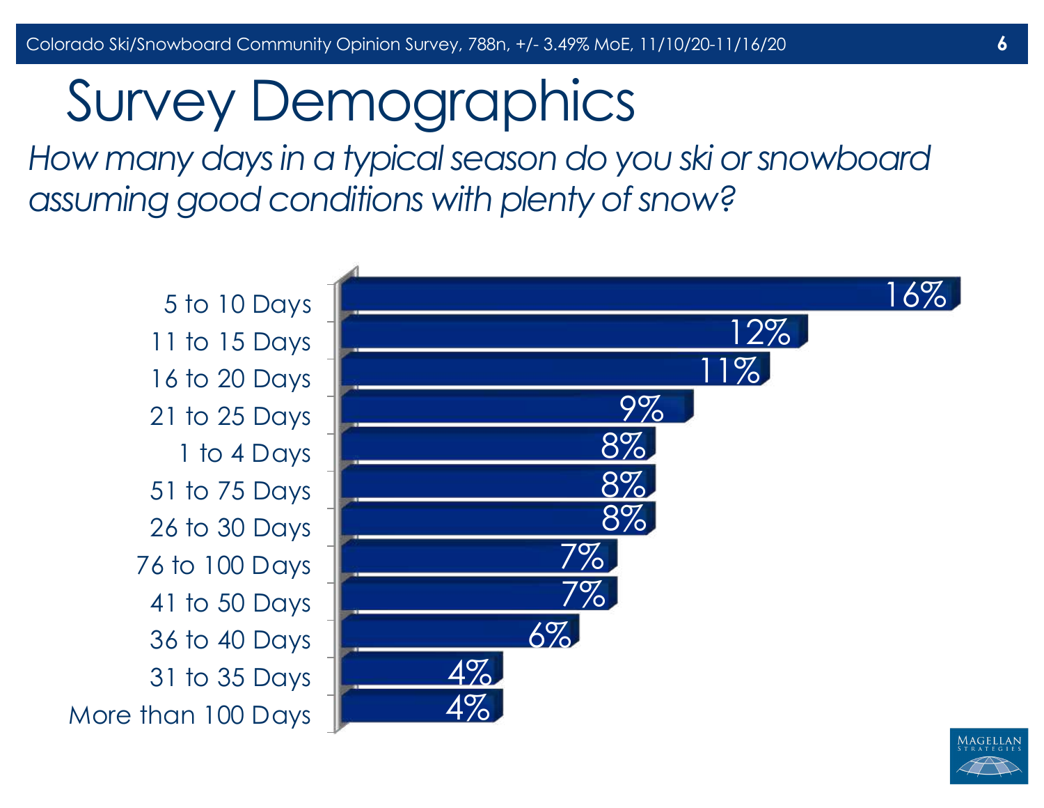# Survey Demographics

*How many days in a typical season do you ski or snowboard assuming good conditions with plenty of snow?*

| Response | Percent |
|---|---|
| 5 to 10 Days | 16% |
| 11 to 15 Days | 12% |
| 16 to 20 Days | 11% |
| 21 to 25 Days | 9% |
| 1 to 4 Days | 8% |
| 51 to 75 Days | 8% |
| 26 to 30 Days | 8% |
| 76 to 100 Days | 7% |
| 41 to 50 Days | 7% |
| 36 to 40 Days | 6% |
| 31 to 35 Days | 4% |
| More than 100 Days | 4% |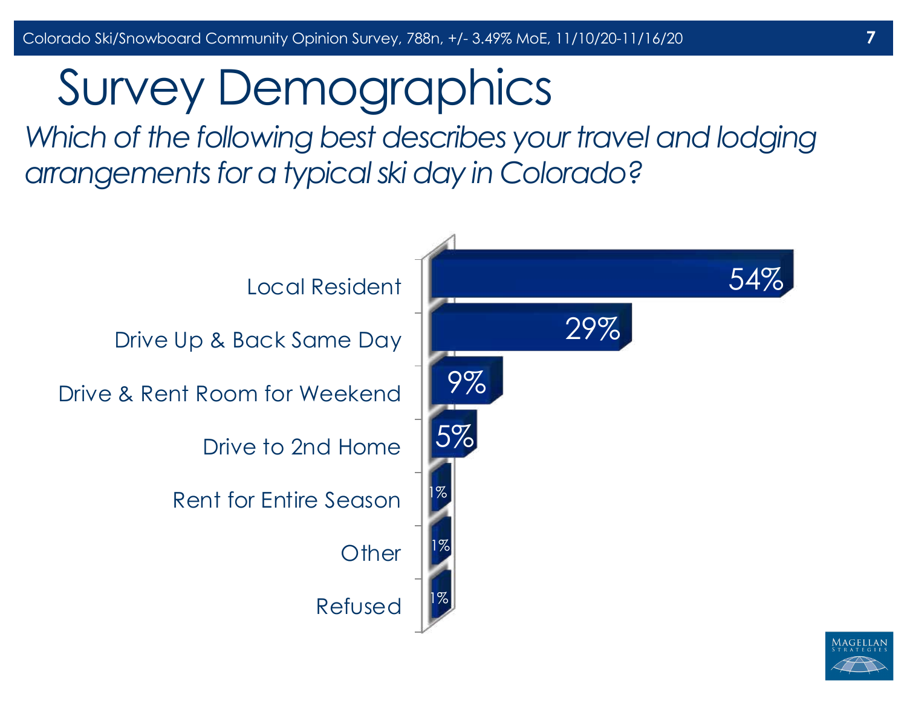# Survey Demographics

*Which of the following best describes your travel and lodging arrangements for a typical ski day in Colorado?*

| Response | Percent |
|---|---|
| Local Resident | 54% |
| Drive Up & Back Same Day | 29% |
| Drive & Rent Room for Weekend | 9% |
| Drive to 2nd Home | 5% |
| Rent for Entire Season | 1% |
| Other | 1% |
| Refused | 1% |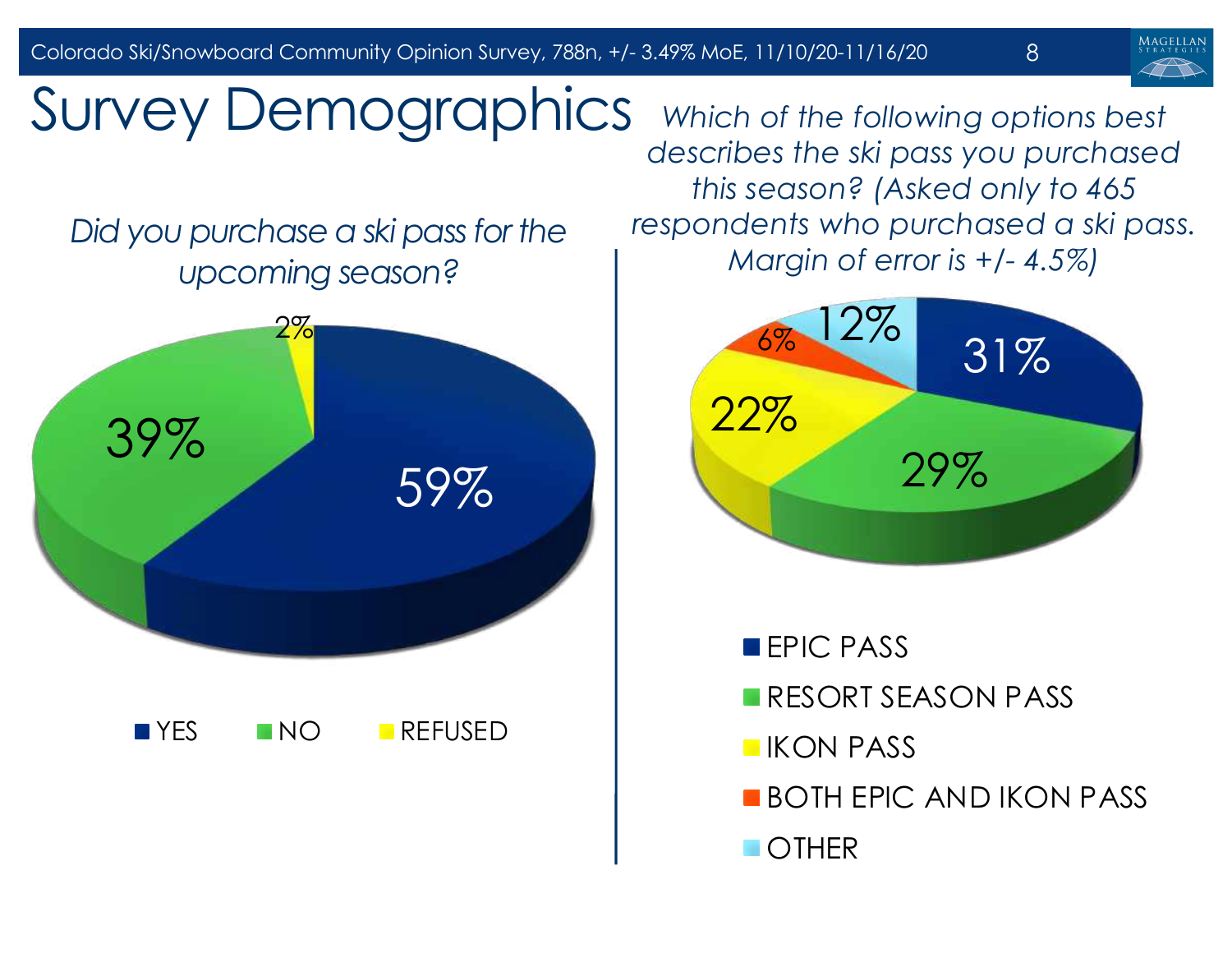# Survey Demographics

*Did you purchase a ski pass for the upcoming season?*

| Response | Percent |
| --- | --- |
| YES | 59% |
| NO | 39% |
| REFUSED | 2% |

*Which of the following options best describes the ski pass you purchased this season? (Asked only to 465 respondents who purchased a ski pass. Margin of error is +/- 4.5%)*

| Response | Percent |
| --- | --- |
| EPIC PASS | 31% |
| RESORT SEASON PASS | 29% |
| IKON PASS | 22% |
| BOTH EPIC AND IKON PASS | 6% |
| OTHER | 12% |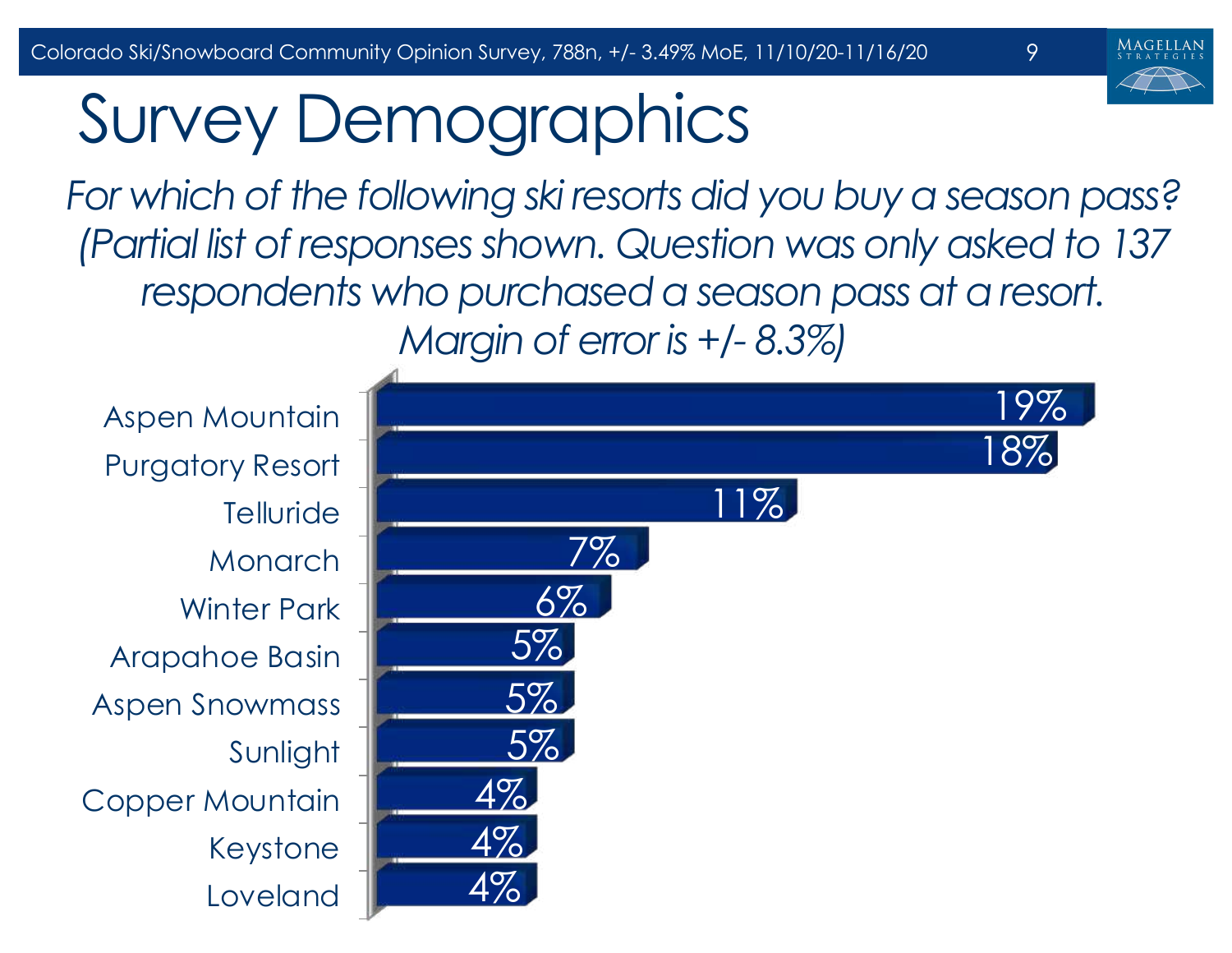# Survey Demographics

*For which of the following ski resorts did you buy a season pass? (Partial list of responses shown. Question was only asked to 137 respondents who purchased a season pass at a resort. Margin of error is +/- 8.3%)*

| Resort | Percentage |
|---|---|
| Aspen Mountain | 19% |
| Purgatory Resort | 18% |
| Telluride | 11% |
| Monarch | 7% |
| Winter Park | 6% |
| Arapahoe Basin | 5% |
| Aspen Snowmass | 5% |
| Sunlight | 5% |
| Copper Mountain | 4% |
| Keystone | 4% |
| Loveland | 4% |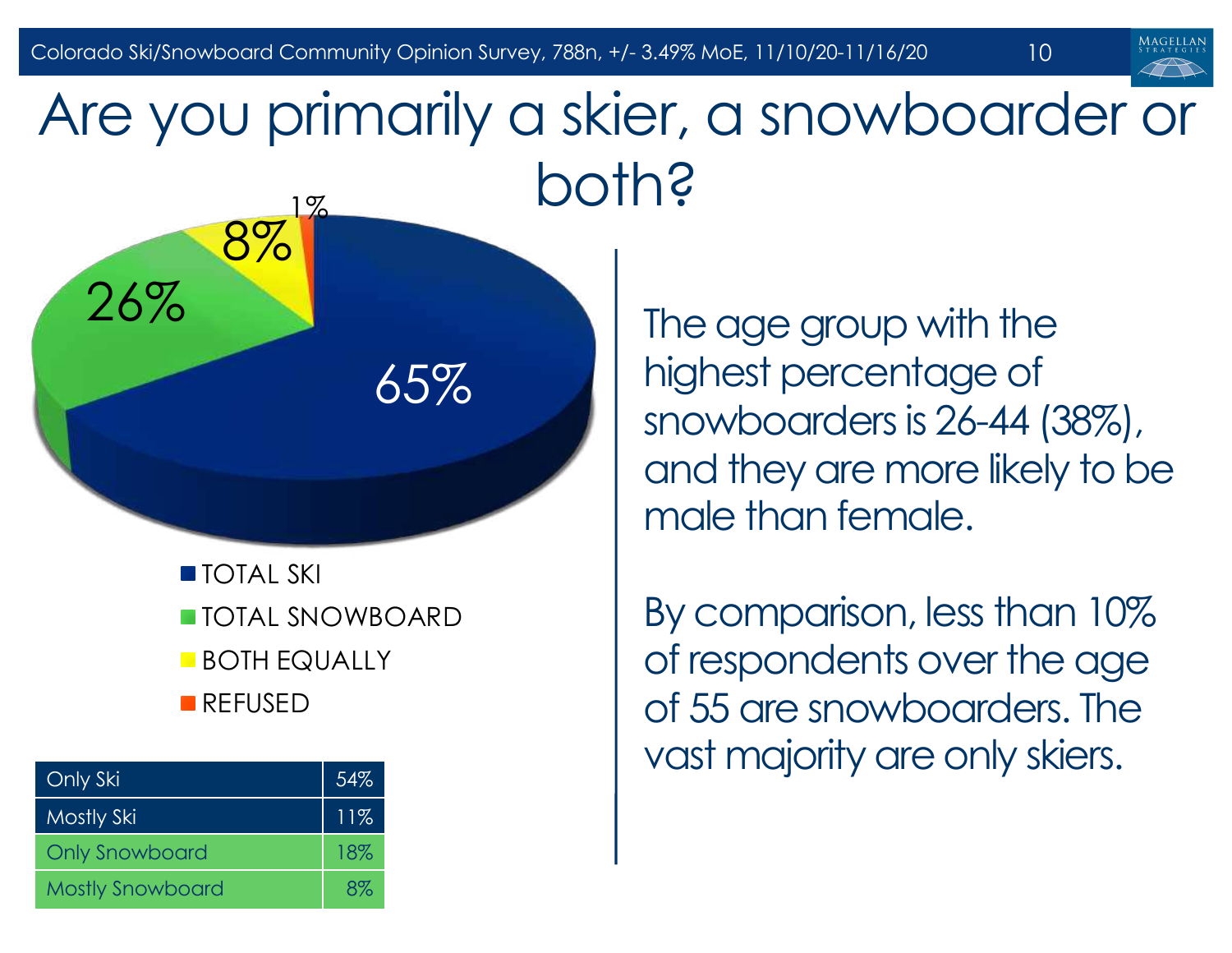# Are you primarily a skier, a snowboarder or both?

| Response | Percent |
|---|---|
| TOTAL SKI | 65% |
| TOTAL SNOWBOARD | 26% |
| BOTH EQUALLY | 8% |
| REFUSED | 1% |

| | |
|---|---|
| Only Ski | 54% |
| Mostly Ski | 11% |
| Only Snowboard | 18% |
| Mostly Snowboard | 8% |

The age group with the highest percentage of snowboarders is 26-44 (38%), and they are more likely to be male than female.

By comparison, less than 10% of respondents over the age of 55 are snowboarders. The vast majority are only skiers.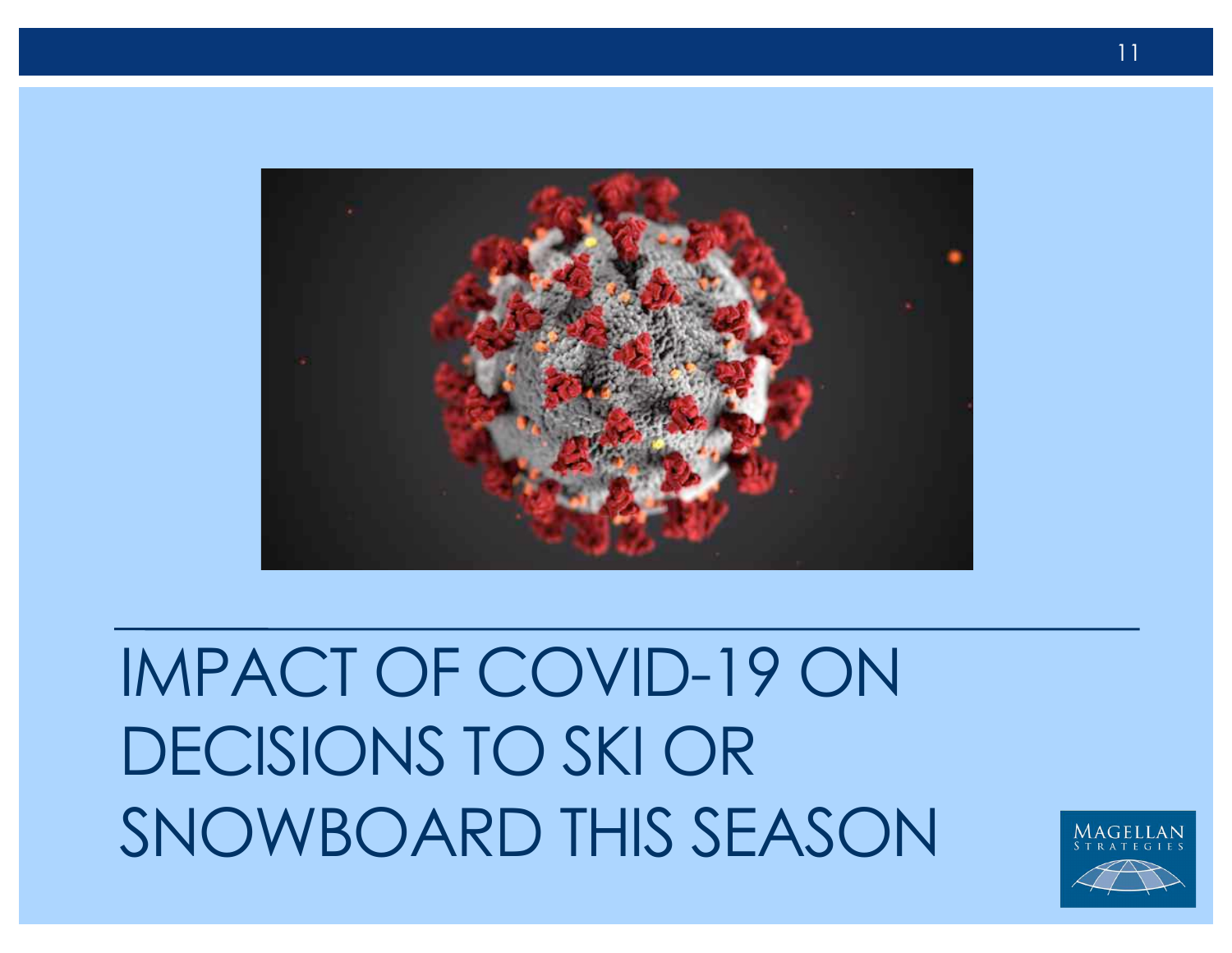# IMPACT OF COVID-19 ON DECISIONS TO SKI OR SNOWBOARD THIS SEASON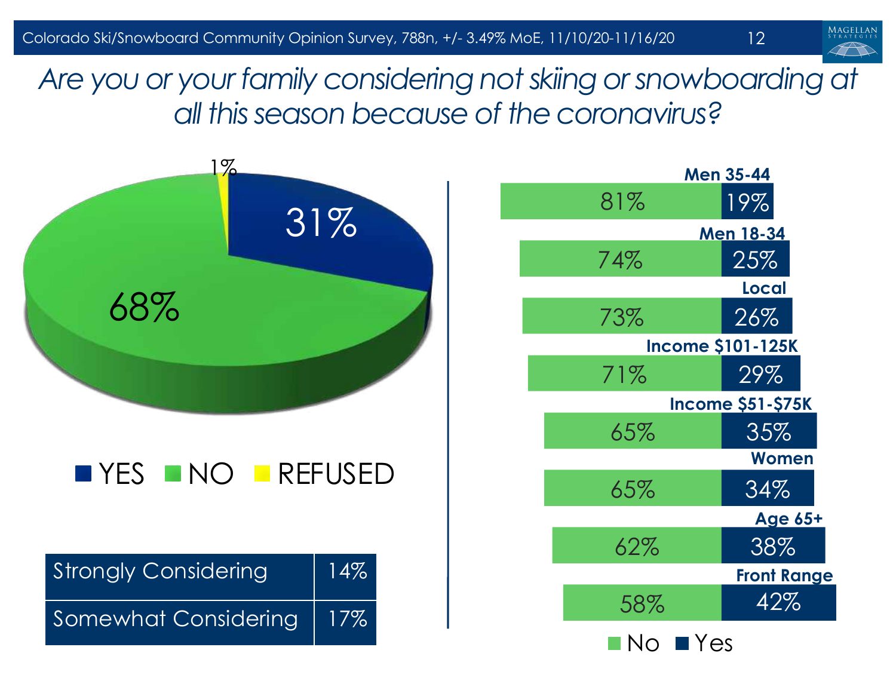Colorado Ski/Snowboard Community Opinion Survey, 788n, +/- 3.49% MoE, 11/10/20-11/16/20

# *Are you or your family considering not skiing or snowboarding at all this season because of the coronavirus?*

| Response | % |
|---|---|
| YES | 31% |
| NO | 68% |
| REFUSED | 1% |

| | |
|---|---|
| Strongly Considering | 14% |
| Somewhat Considering | 17% |

| Group | No | Yes |
|---|---|---|
| Men 35-44 | 81% | 19% |
| Men 18-34 | 74% | 25% |
| Local | 73% | 26% |
| Income $101-125K | 71% | 29% |
| Income $51-$75K | 65% | 35% |
| Women | 65% | 34% |
| Age 65+ | 62% | 38% |
| Front Range | 58% | 42% |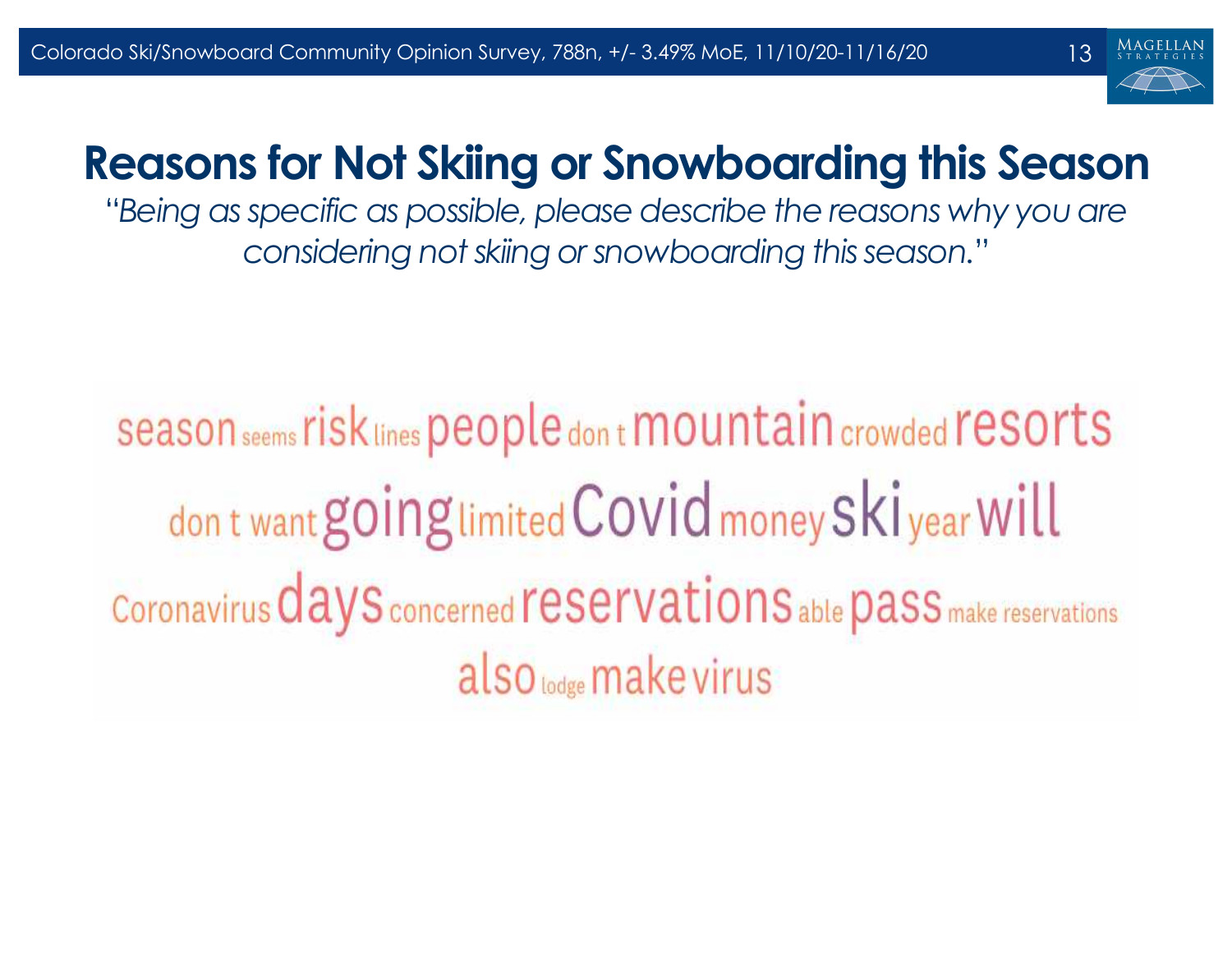# Reasons for Not Skiing or Snowboarding this Season

*"Being as specific as possible, please describe the reasons why you are considering not skiing or snowboarding this season."*

season seems risk lines people don t mountain crowded resorts

don t want going limited Covid money ski year will

Coronavirus days concerned reservations able pass make reservations

also lodge make virus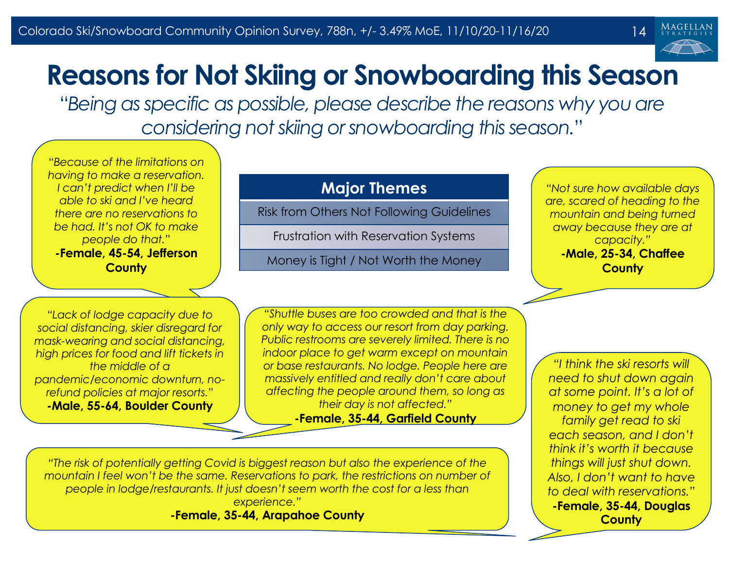# Reasons for Not Skiing or Snowboarding this Season

*"Being as specific as possible, please describe the reasons why you are considering not skiing or snowboarding this season."*

| Major Themes |
| --- |
| Risk from Others Not Following Guidelines |
| Frustration with Reservation Systems |
| Money is Tight / Not Worth the Money |

*"Because of the limitations on having to make a reservation. I can't predict when I'll be able to ski and I've heard there are no reservations to be had. It's not OK to make people do that."*
**-Female, 45-54, Jefferson County**

*"Not sure how available days are, scared of heading to the mountain and being turned away because they are at capacity."*
**-Male, 25-34, Chaffee County**

*"Lack of lodge capacity due to social distancing, skier disregard for mask-wearing and social distancing, high prices for food and lift tickets in the middle of a pandemic/economic downturn, no-refund policies at major resorts."*
**-Male, 55-64, Boulder County**

*"Shuttle buses are too crowded and that is the only way to access our resort from day parking. Public restrooms are severely limited. There is no indoor place to get warm except on mountain or base restaurants. No lodge. People here are massively entitled and really don't care about affecting the people around them, so long as their day is not affected."*
**-Female, 35-44, Garfield County**

*"I think the ski resorts will need to shut down again at some point. It's a lot of money to get my whole family get read to ski each season, and I don't think it's worth it because things will just shut down. Also, I don't want to have to deal with reservations."*
**-Female, 35-44, Douglas County**

*"The risk of potentially getting Covid is biggest reason but also the experience of the mountain I feel won't be the same. Reservations to park, the restrictions on number of people in lodge/restaurants. It just doesn't seem worth the cost for a less than experience."*
**-Female, 35-44, Arapahoe County**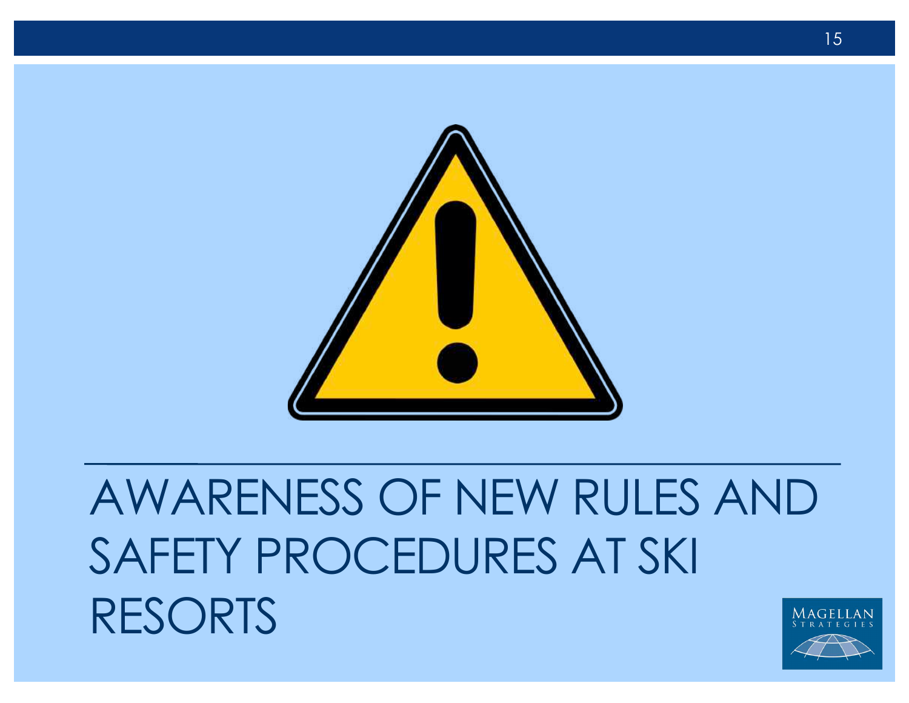# AWARENESS OF NEW RULES AND SAFETY PROCEDURES AT SKI RESORTS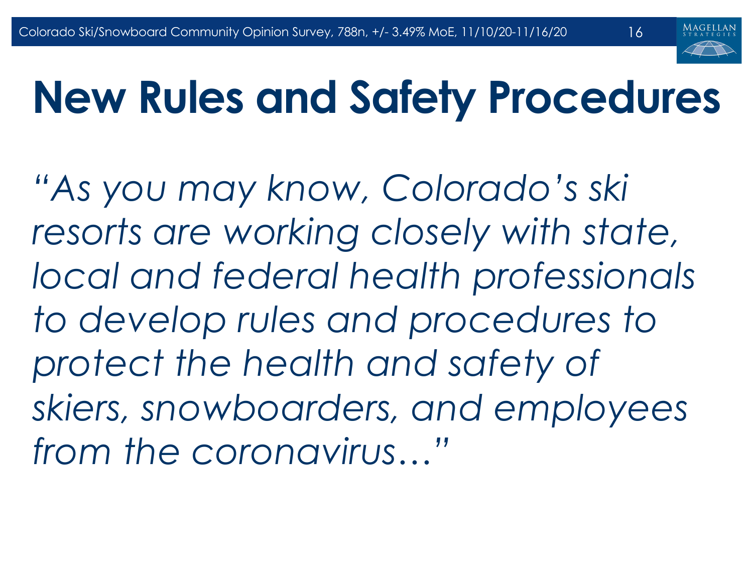# New Rules and Safety Procedures

*"As you may know, Colorado's ski resorts are working closely with state, local and federal health professionals to develop rules and procedures to protect the health and safety of skiers, snowboarders, and employees from the coronavirus…"*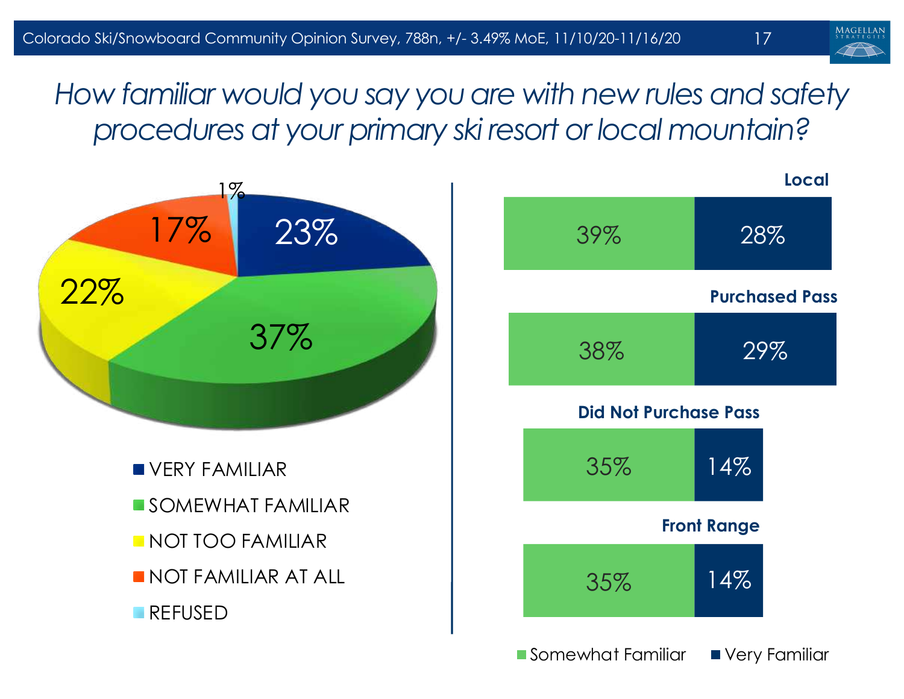# How familiar would you say you are with new rules and safety procedures at your primary ski resort or local mountain?

| Response | Percent |
|---|---|
| VERY FAMILIAR | 23% |
| SOMEWHAT FAMILIAR | 37% |
| NOT TOO FAMILIAR | 22% |
| NOT FAMILIAR AT ALL | 17% |
| REFUSED | 1% |

| Group | Somewhat Familiar | Very Familiar |
|---|---|---|
| Local | 39% | 28% |
| Purchased Pass | 38% | 29% |
| Did Not Purchase Pass | 35% | 14% |
| Front Range | 35% | 14% |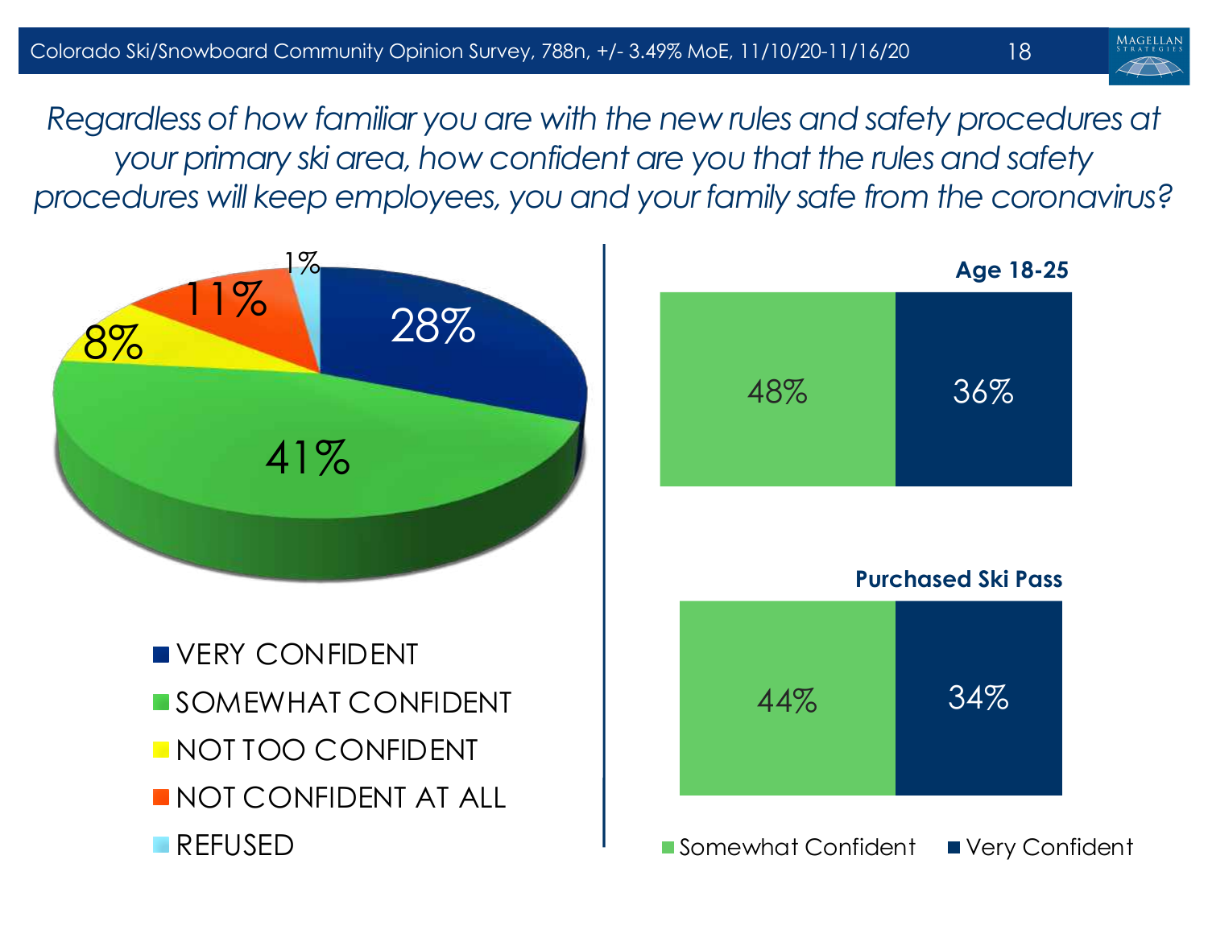*Regardless of how familiar you are with the new rules and safety procedures at your primary ski area, how confident are you that the rules and safety procedures will keep employees, you and your family safe from the coronavirus?*

| Response | Percent |
|---|---|
| VERY CONFIDENT | 28% |
| SOMEWHAT CONFIDENT | 41% |
| NOT TOO CONFIDENT | 8% |
| NOT CONFIDENT AT ALL | 11% |
| REFUSED | 1% |

| Group | Somewhat Confident | Very Confident |
|---|---|---|
| Age 18-25 | 48% | 36% |
| Purchased Ski Pass | 44% | 34% |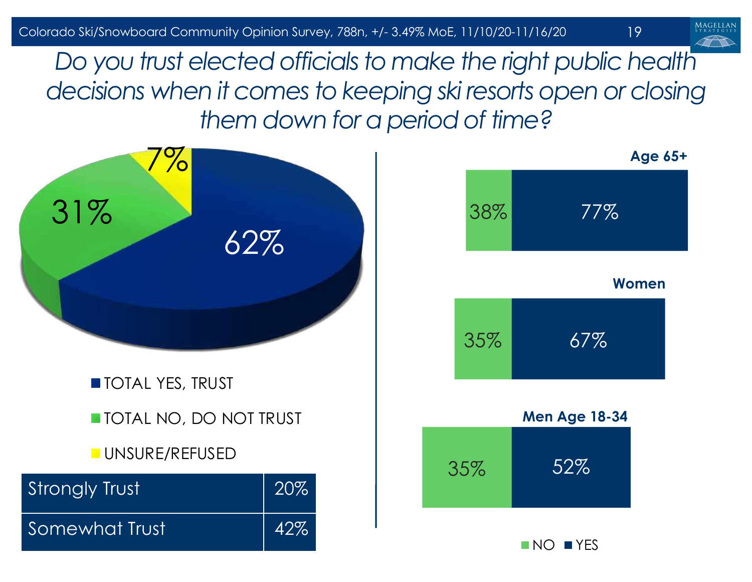# *Do you trust elected officials to make the right public health decisions when it comes to keeping ski resorts open or closing them down for a period of time?*

| Response | Percent |
|---|---|
| TOTAL YES, TRUST | 62% |
| TOTAL NO, DO NOT TRUST | 31% |
| UNSURE/REFUSED | 7% |

| | |
|---|---|
| Strongly Trust | 20% |
| Somewhat Trust | 42% |

| Group | NO | YES |
|---|---|---|
| Age 65+ | 38% | 77% |
| Women | 35% | 67% |
| Men Age 18-34 | 35% | 52% |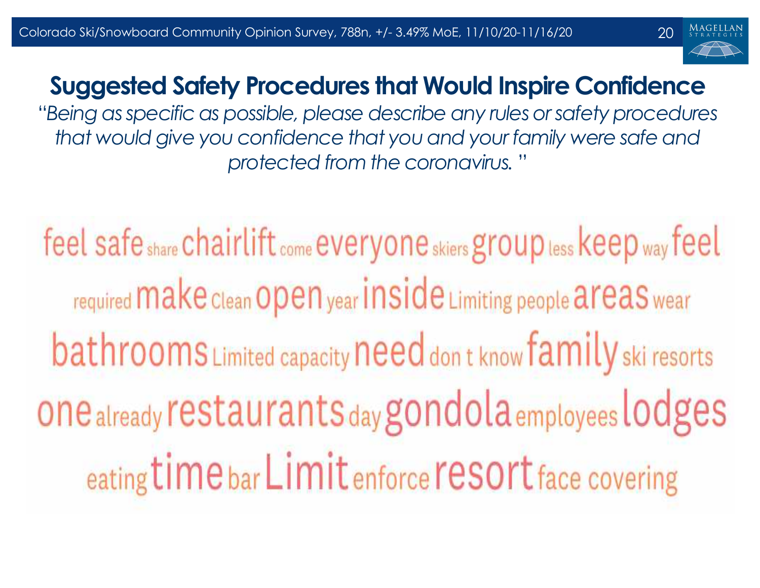## Suggested Safety Procedures that Would Inspire Confidence

*"Being as specific as possible, please describe any rules or safety procedures that would give you confidence that you and your family were safe and protected from the coronavirus."*

feel safe share chairlift come everyone skiers group less keep way feel

required make Clean open year inside Limiting people areas wear

bathrooms Limited capacity need don t know family ski resorts

one already restaurants day gondola employees lodges

eating time bar Limit enforce resort face covering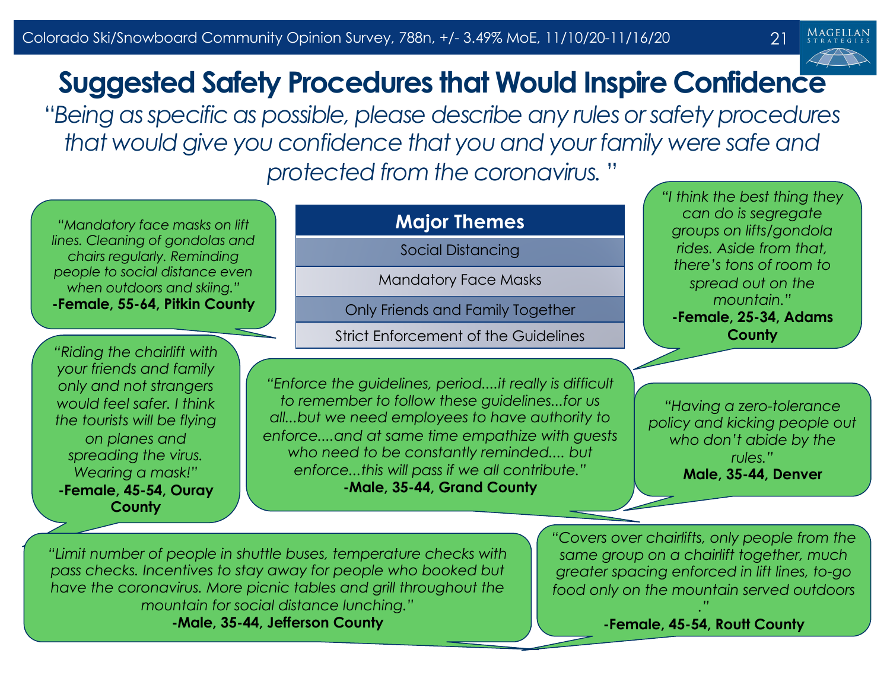# Suggested Safety Procedures that Would Inspire Confidence

*"Being as specific as possible, please describe any rules or safety procedures that would give you confidence that you and your family were safe and protected from the coronavirus. "*

| Major Themes |
|---|
| Social Distancing |
| Mandatory Face Masks |
| Only Friends and Family Together |
| Strict Enforcement of the Guidelines |

*"Mandatory face masks on lift lines. Cleaning of gondolas and chairs regularly. Reminding people to social distance even when outdoors and skiing."*
**-Female, 55-64, Pitkin County**

*"I think the best thing they can do is segregate groups on lifts/gondola rides. Aside from that, there's tons of room to spread out on the mountain."*
**-Female, 25-34, Adams County**

*"Riding the chairlift with your friends and family only and not strangers would feel safer. I think the tourists will be flying on planes and spreading the virus. Wearing a mask!"*
**-Female, 45-54, Ouray County**

*"Enforce the guidelines, period....it really is difficult to remember to follow these guidelines...for us all...but we need employees to have authority to enforce....and at same time empathize with guests who need to be constantly reminded.... but enforce...this will pass if we all contribute."*
**-Male, 35-44, Grand County**

*"Having a zero-tolerance policy and kicking people out who don't abide by the rules."*
**Male, 35-44, Denver**

*"Limit number of people in shuttle buses, temperature checks with pass checks. Incentives to stay away for people who booked but have the coronavirus. More picnic tables and grill throughout the mountain for social distance lunching."*
**-Male, 35-44, Jefferson County**

*"Covers over chairlifts, only people from the same group on a chairlift together, much greater spacing enforced in lift lines, to-go food only on the mountain served outdoors ."*
**-Female, 45-54, Routt County**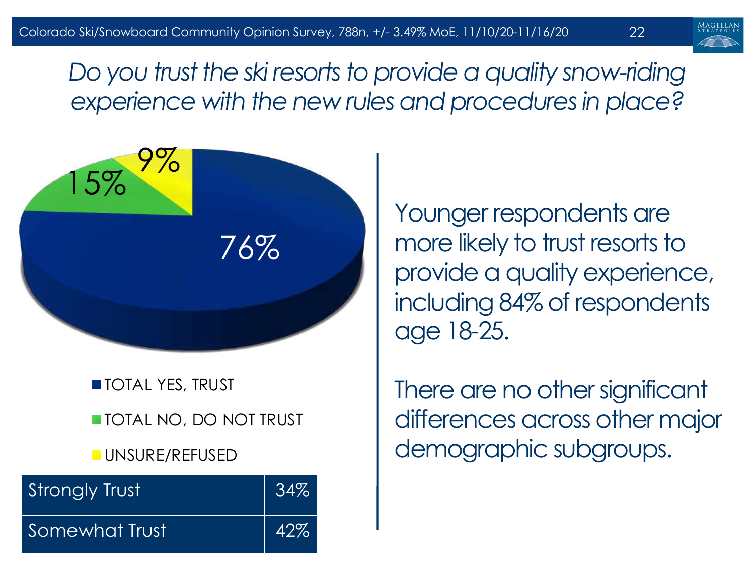# *Do you trust the ski resorts to provide a quality snow-riding experience with the new rules and procedures in place?*

- TOTAL YES, TRUST: 76%
- TOTAL NO, DO NOT TRUST: 15%
- UNSURE/REFUSED: 9%

| Strongly Trust | 34% |
| --- | --- |
| Somewhat Trust | 42% |

Younger respondents are more likely to trust resorts to provide a quality experience, including 84% of respondents age 18-25.

There are no other significant differences across other major demographic subgroups.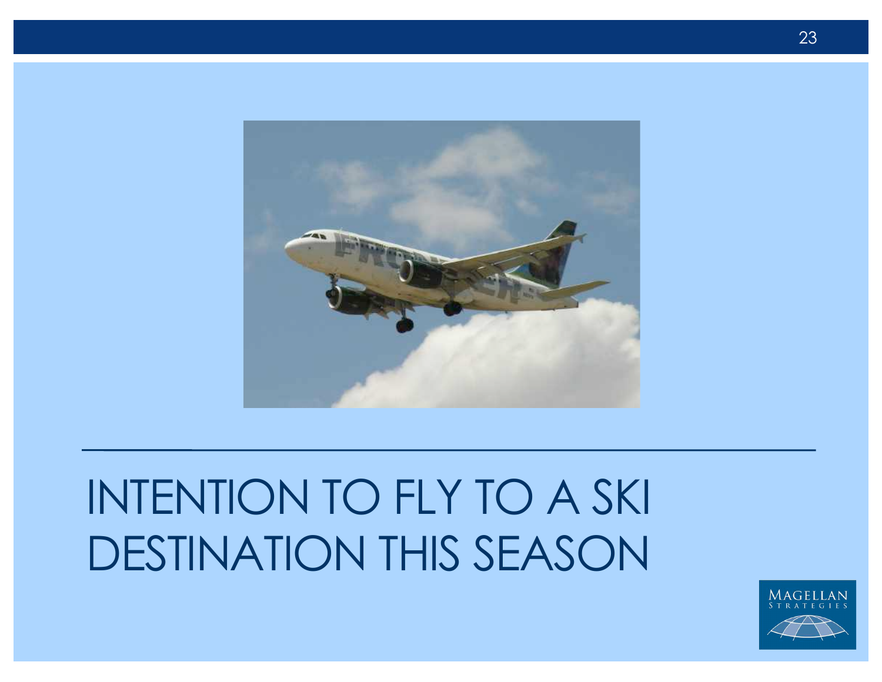# INTENTION TO FLY TO A SKI DESTINATION THIS SEASON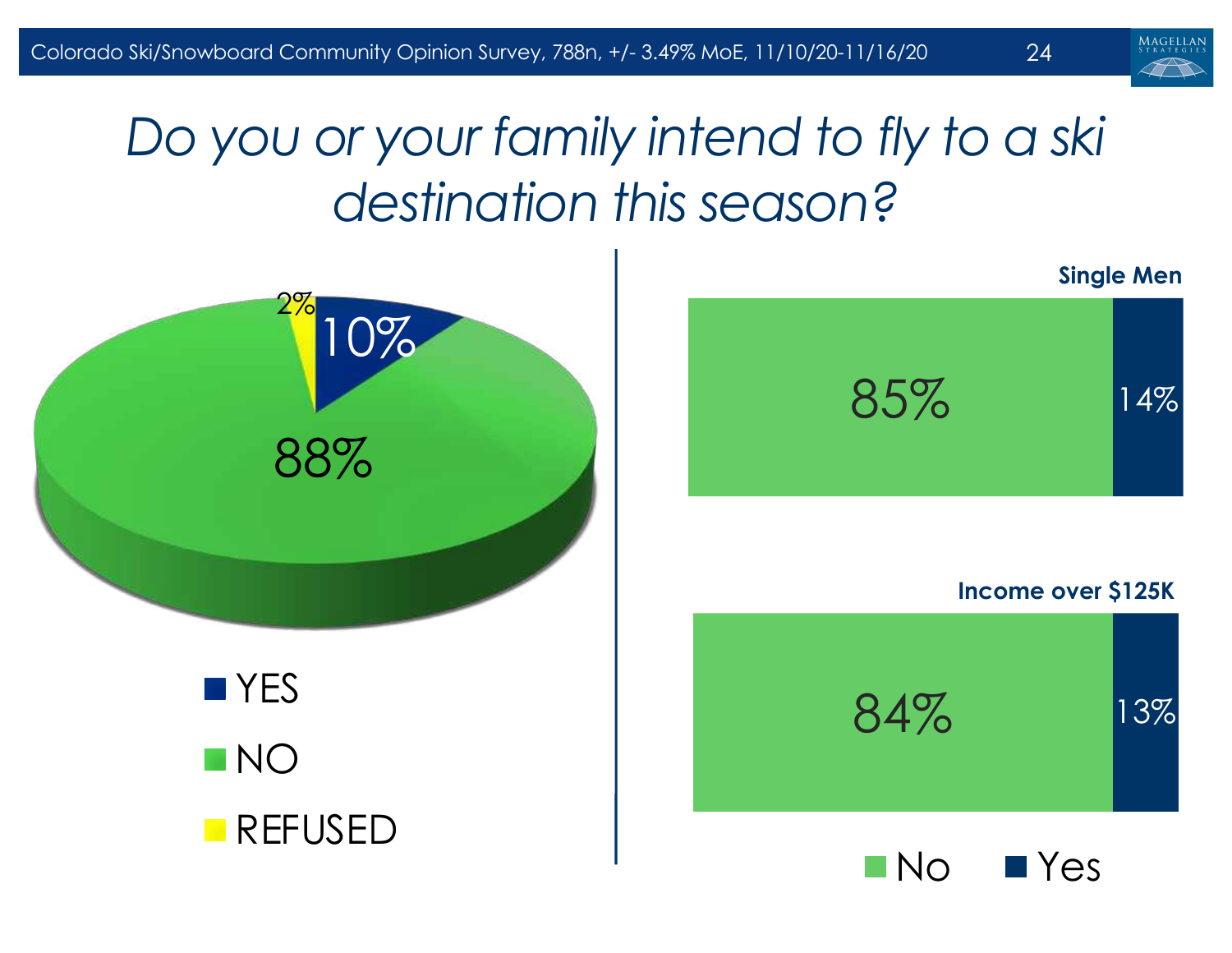# Do you or your family intend to fly to a ski destination this season?

| Response | Percentage |
|---|---|
| YES | 10% |
| NO | 88% |
| REFUSED | 2% |

| Group | No | Yes |
|---|---|---|
| Single Men | 85% | 14% |
| Income over $125K | 84% | 13% |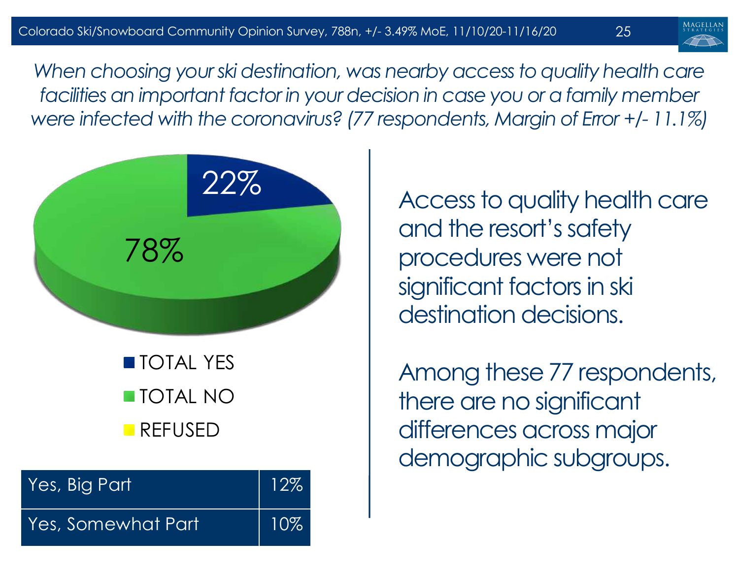*When choosing your ski destination, was nearby access to quality health care facilities an important factor in your decision in case you or a family member were infected with the coronavirus? (77 respondents, Margin of Error +/- 11.1%)*

22%

78%

- TOTAL YES
- TOTAL NO
- REFUSED

| Yes, Big Part | 12% |
|---|---|
| Yes, Somewhat Part | 10% |

Access to quality health care and the resort's safety procedures were not significant factors in ski destination decisions.

Among these 77 respondents, there are no significant differences across major demographic subgroups.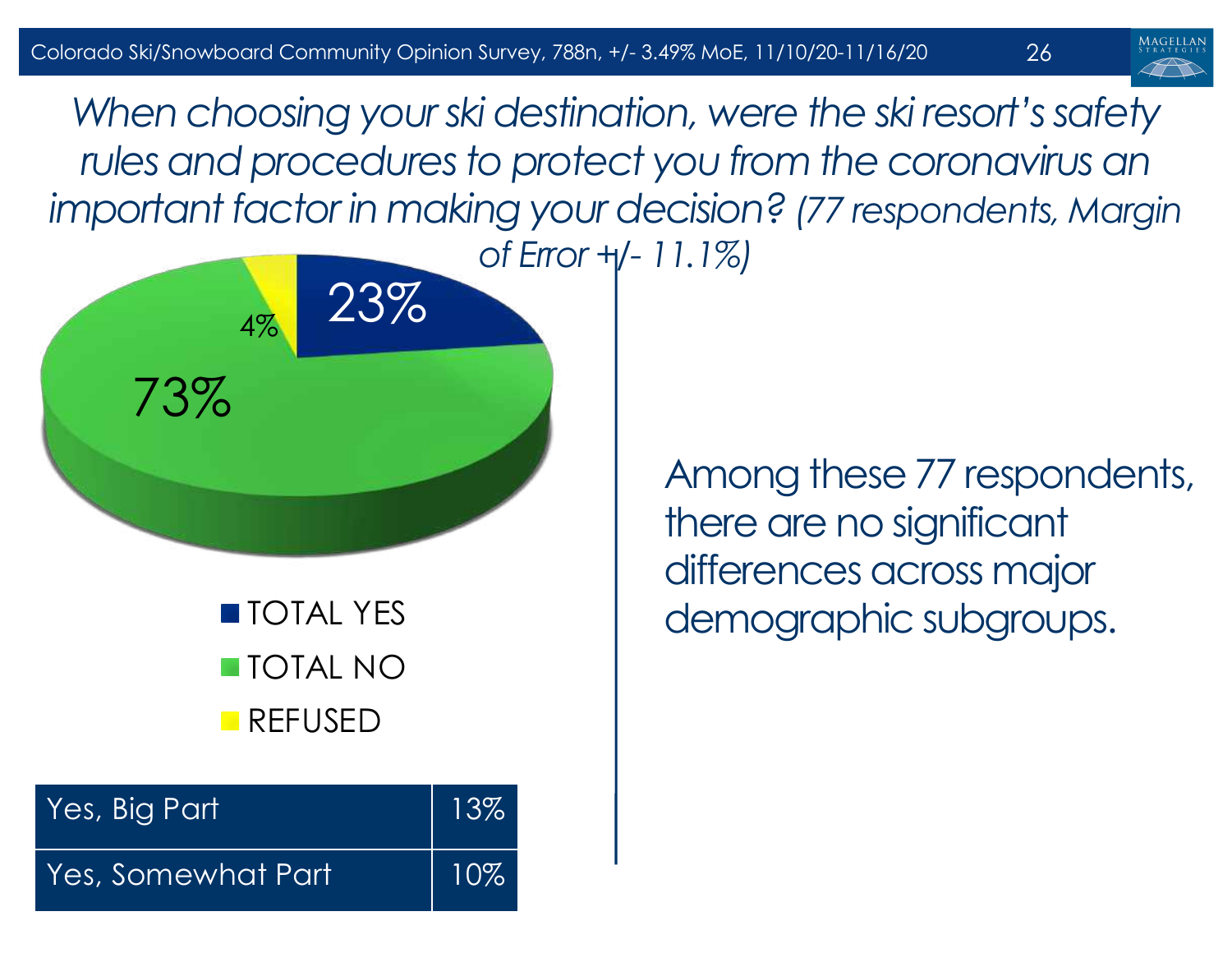# *When choosing your ski destination, were the ski resort's safety rules and procedures to protect you from the coronavirus an important factor in making your decision? (77 respondents, Margin of Error +/- 11.1%)*

| Response | Percent |
|---|---|
| TOTAL YES | 23% |
| TOTAL NO | 73% |
| REFUSED | 4% |

| | |
|---|---|
| Yes, Big Part | 13% |
| Yes, Somewhat Part | 10% |

Among these 77 respondents, there are no significant differences across major demographic subgroups.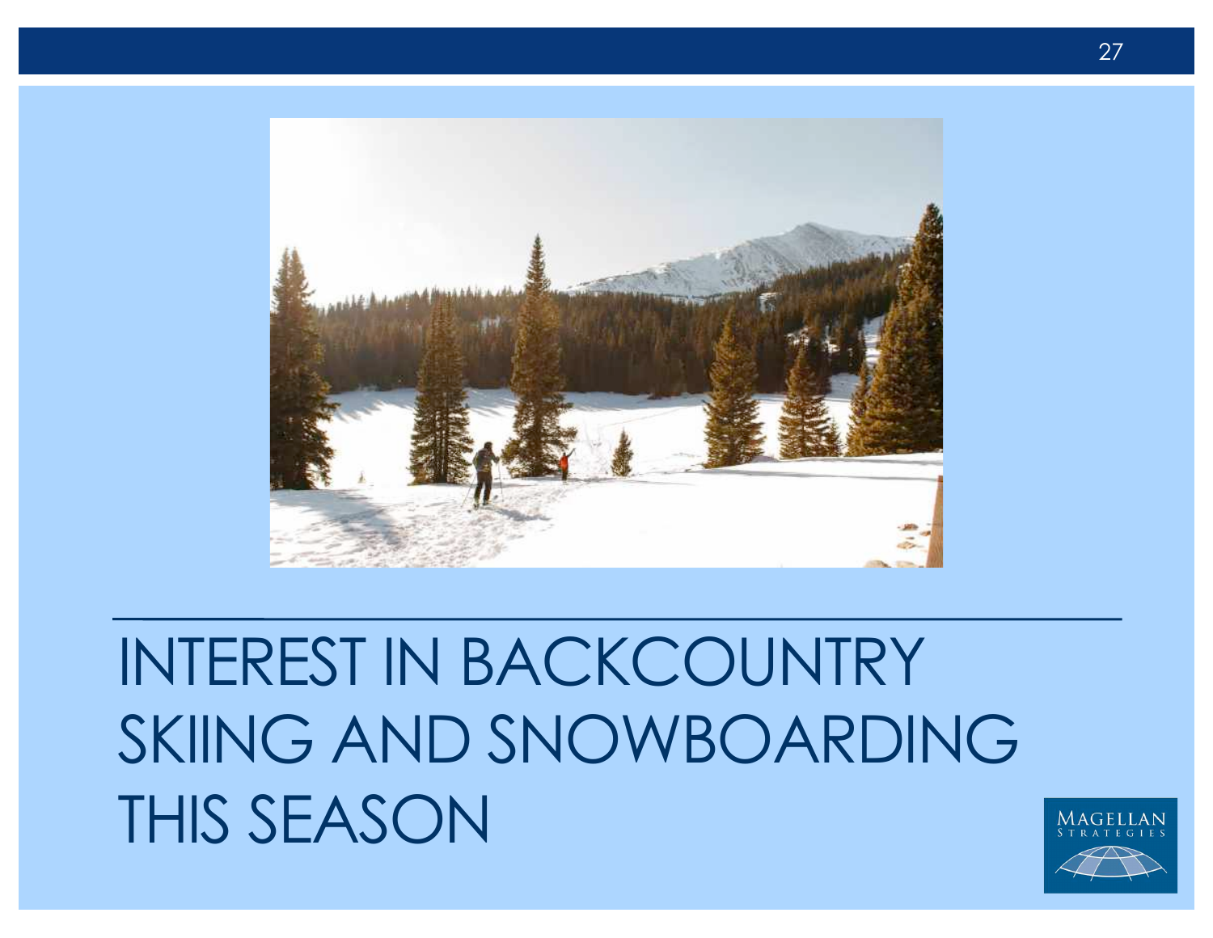# INTEREST IN BACKCOUNTRY SKIING AND SNOWBOARDING THIS SEASON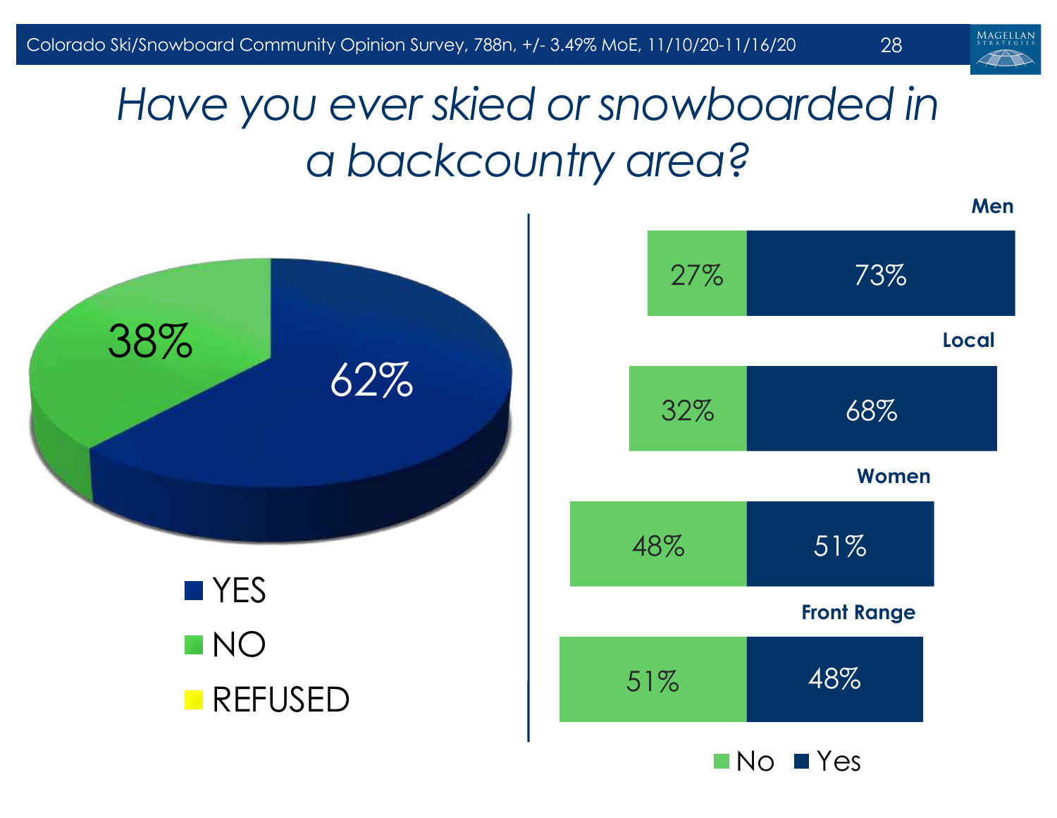# Have you ever skied or snowboarded in a backcountry area?

| Response | Percent |
| --- | --- |
| YES | 62% |
| NO | 38% |
| REFUSED | |

| Group | No | Yes |
| --- | --- | --- |
| Men | 27% | 73% |
| Local | 32% | 68% |
| Women | 48% | 51% |
| Front Range | 51% | 48% |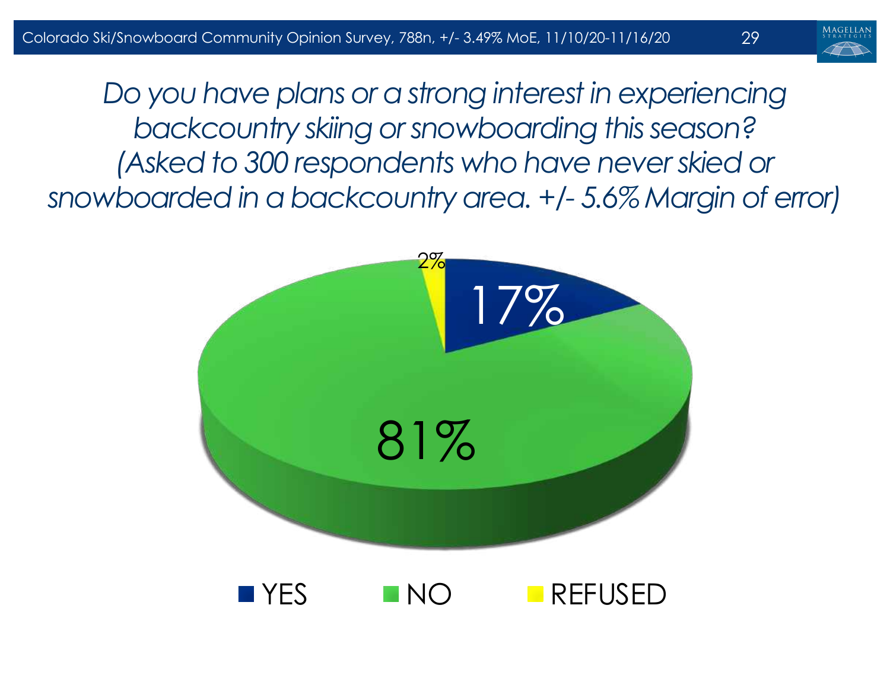*Do you have plans or a strong interest in experiencing backcountry skiing or snowboarding this season? (Asked to 300 respondents who have never skied or snowboarded in a backcountry area. +/- 5.6% Margin of error)*

| Response | Percentage |
|---|---|
| YES | 17% |
| NO | 81% |
| REFUSED | 2% |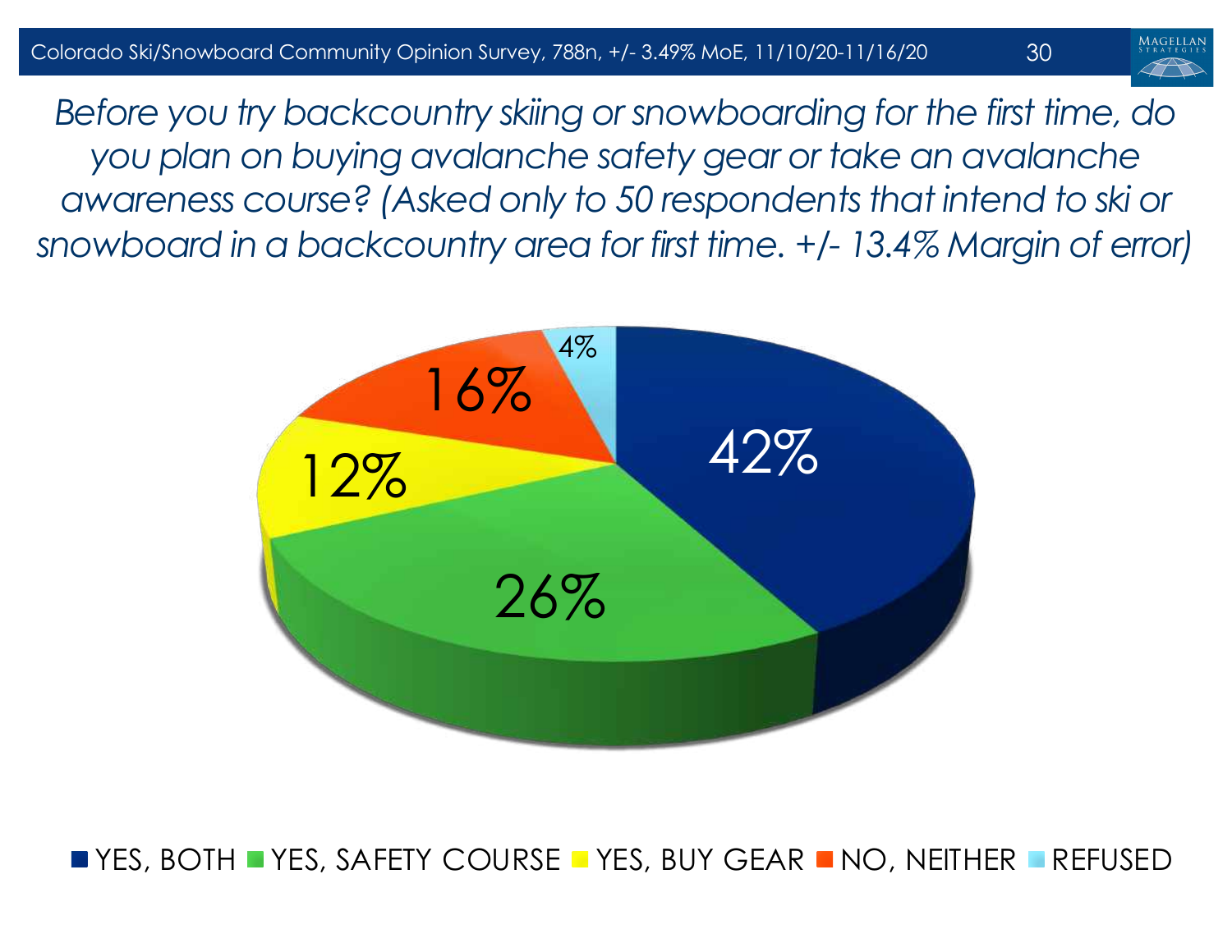*Before you try backcountry skiing or snowboarding for the first time, do you plan on buying avalanche safety gear or take an avalanche awareness course? (Asked only to 50 respondents that intend to ski or snowboard in a backcountry area for first time. +/- 13.4% Margin of error)*

| Response | Percent |
|---|---|
| YES, BOTH | 42% |
| YES, SAFETY COURSE | 26% |
| YES, BUY GEAR | 12% |
| NO, NEITHER | 16% |
| REFUSED | 4% |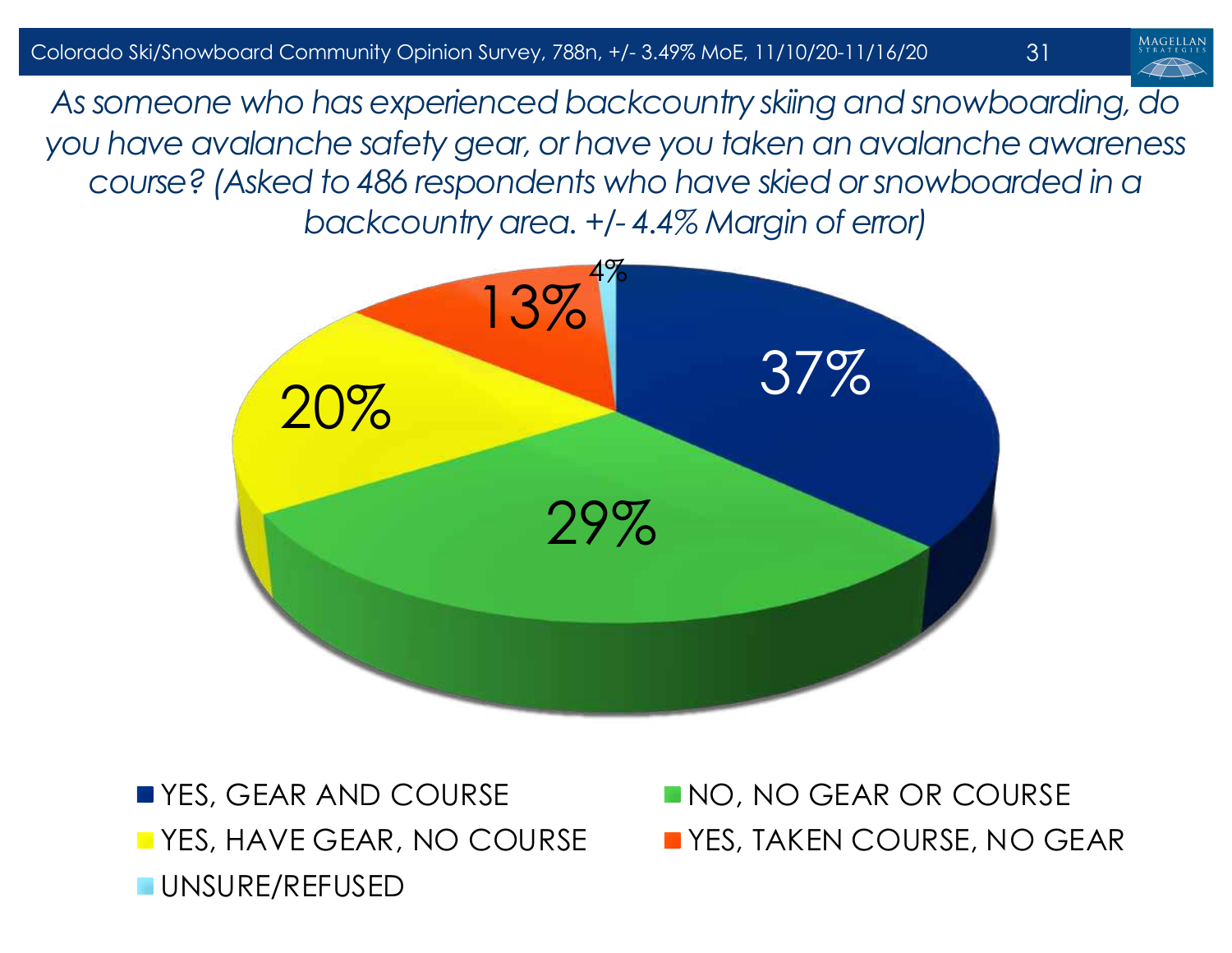*As someone who has experienced backcountry skiing and snowboarding, do you have avalanche safety gear, or have you taken an avalanche awareness course? (Asked to 486 respondents who have skied or snowboarded in a backcountry area. +/- 4.4% Margin of error)*

| Response | Percentage |
|---|---|
| YES, GEAR AND COURSE | 37% |
| NO, NO GEAR OR COURSE | 29% |
| YES, HAVE GEAR, NO COURSE | 20% |
| YES, TAKEN COURSE, NO GEAR | 13% |
| UNSURE/REFUSED | 4% |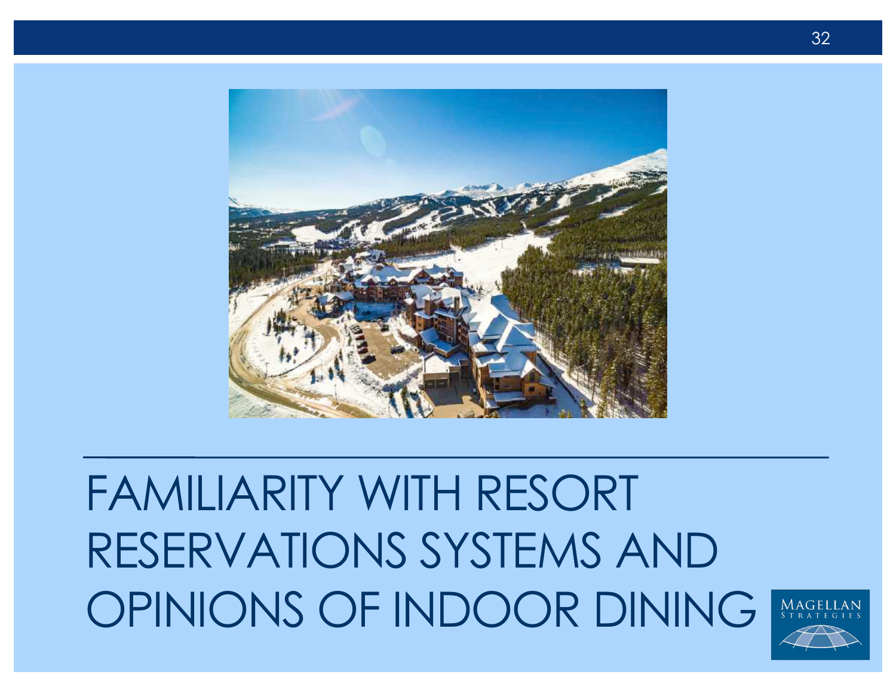# FAMILIARITY WITH RESORT RESERVATIONS SYSTEMS AND OPINIONS OF INDOOR DINING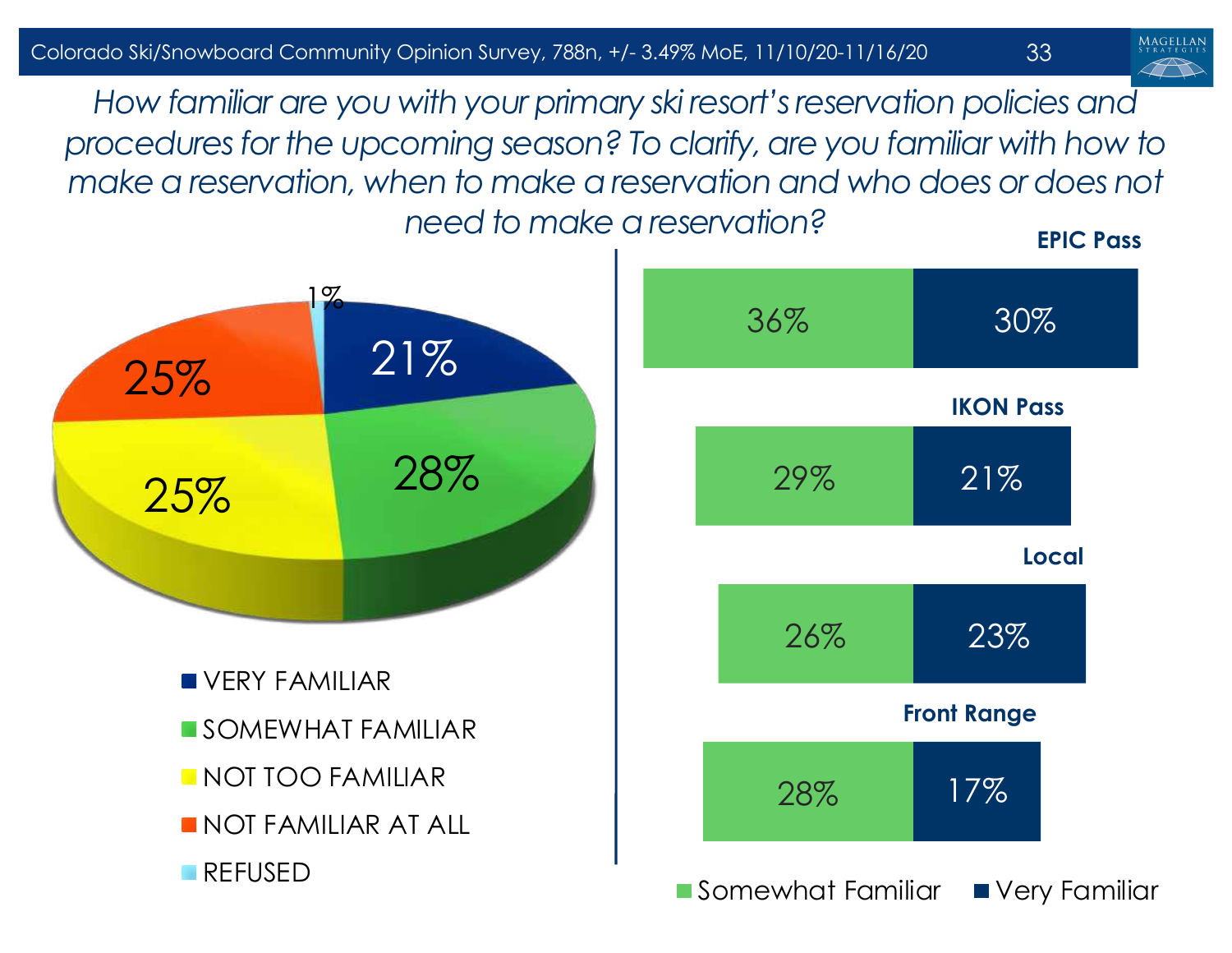*How familiar are you with your primary ski resort's reservation policies and procedures for the upcoming season? To clarify, are you familiar with how to make a reservation, when to make a reservation and who does or does not need to make a reservation?*

| Response | % |
|---|---|
| VERY FAMILIAR | 21% |
| SOMEWHAT FAMILIAR | 28% |
| NOT TOO FAMILIAR | 25% |
| NOT FAMILIAR AT ALL | 25% |
| REFUSED | 1% |

| | Somewhat Familiar | Very Familiar |
|---|---|---|
| EPIC Pass | 36% | 30% |
| IKON Pass | 29% | 21% |
| Local | 26% | 23% |
| Front Range | 28% | 17% |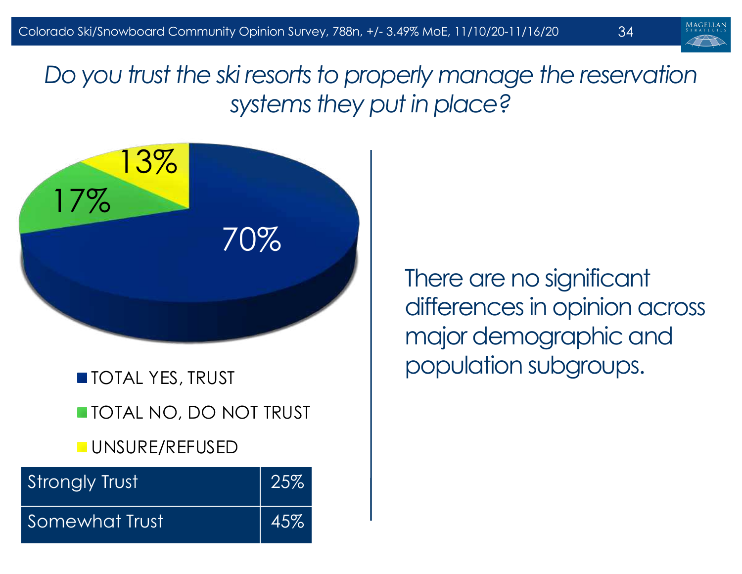*Do you trust the ski resorts to properly manage the reservation systems they put in place?*

70%

17%

13%

- TOTAL YES, TRUST
- TOTAL NO, DO NOT TRUST
- UNSURE/REFUSED

| Strongly Trust | 25% |
|---|---|
| Somewhat Trust | 45% |

There are no significant differences in opinion across major demographic and population subgroups.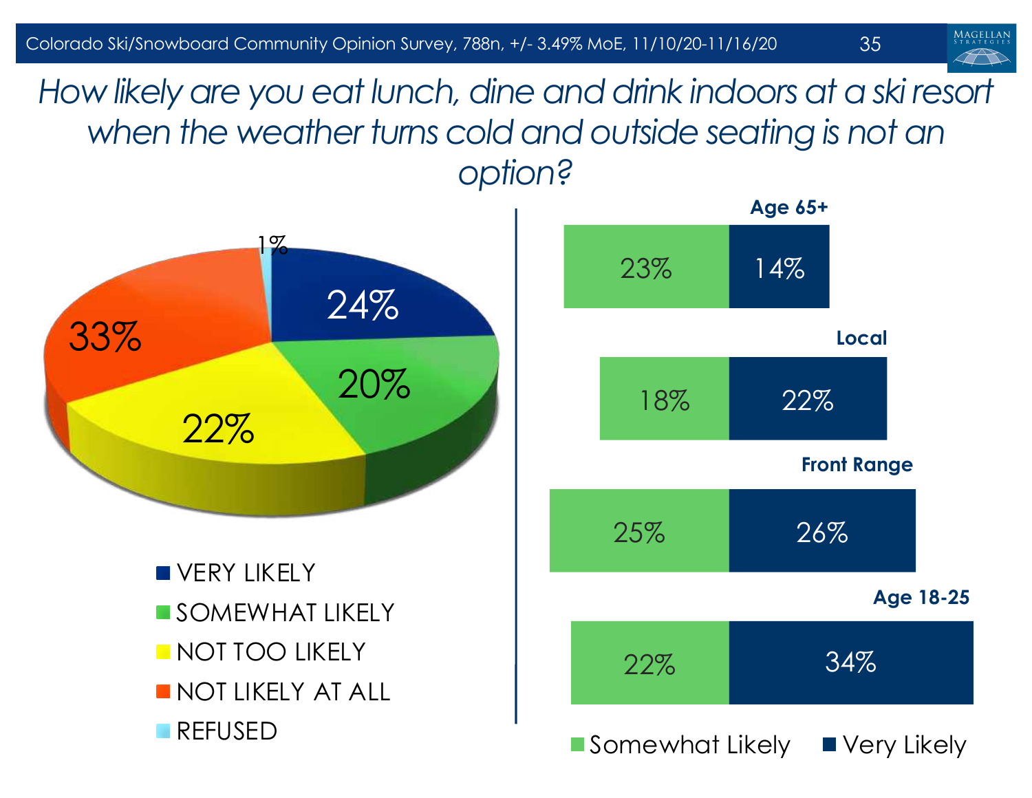# *How likely are you eat lunch, dine and drink indoors at a ski resort when the weather turns cold and outside seating is not an option?*

| Response | % |
| --- | --- |
| VERY LIKELY | 24% |
| SOMEWHAT LIKELY | 20% |
| NOT TOO LIKELY | 22% |
| NOT LIKELY AT ALL | 33% |
| REFUSED | 1% |

| Group | Somewhat Likely | Very Likely |
| --- | --- | --- |
| Age 65+ | 23% | 14% |
| Local | 18% | 22% |
| Front Range | 25% | 26% |
| Age 18-25 | 22% | 34% |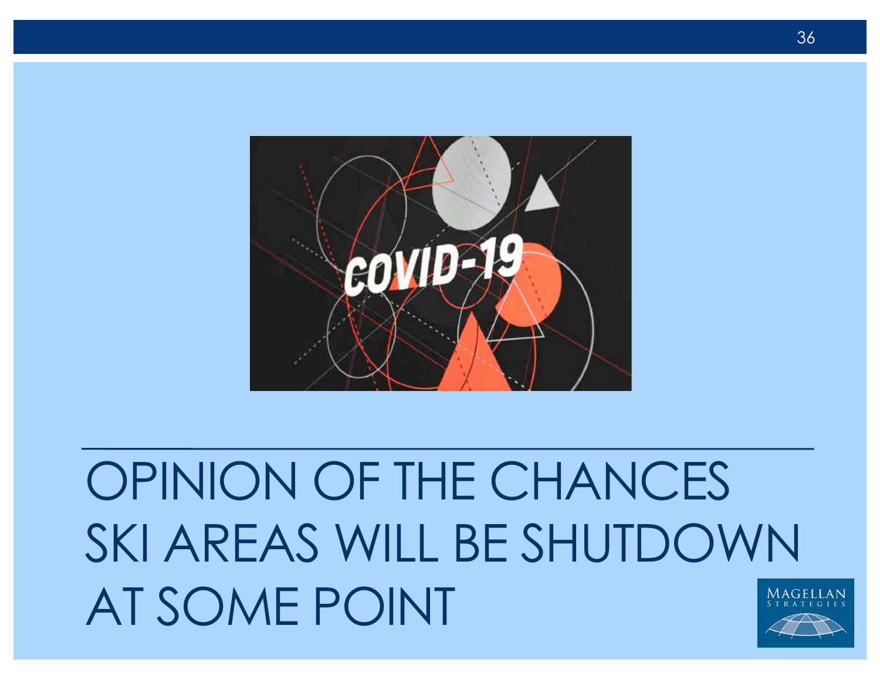# OPINION OF THE CHANCES SKI AREAS WILL BE SHUTDOWN AT SOME POINT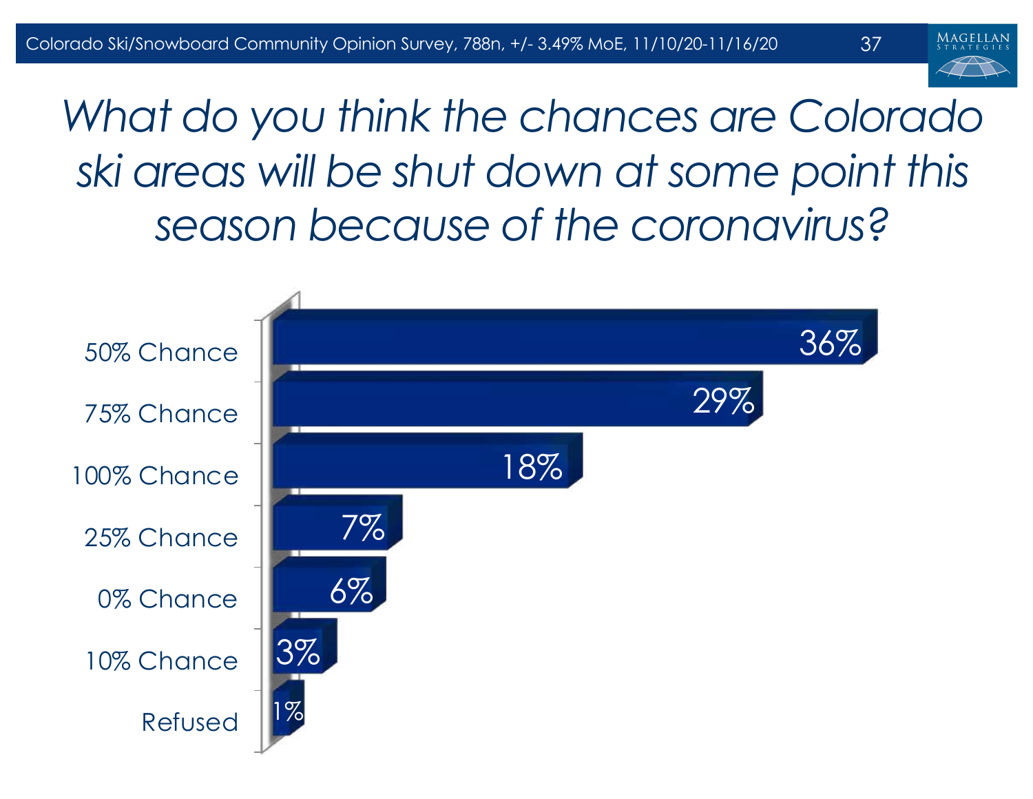# What do you think the chances are Colorado ski areas will be shut down at some point this season because of the coronavirus?

| Response | Percentage |
|---|---|
| 50% Chance | 36% |
| 75% Chance | 29% |
| 100% Chance | 18% |
| 25% Chance | 7% |
| 0% Chance | 6% |
| 10% Chance | 3% |
| Refused | 1% |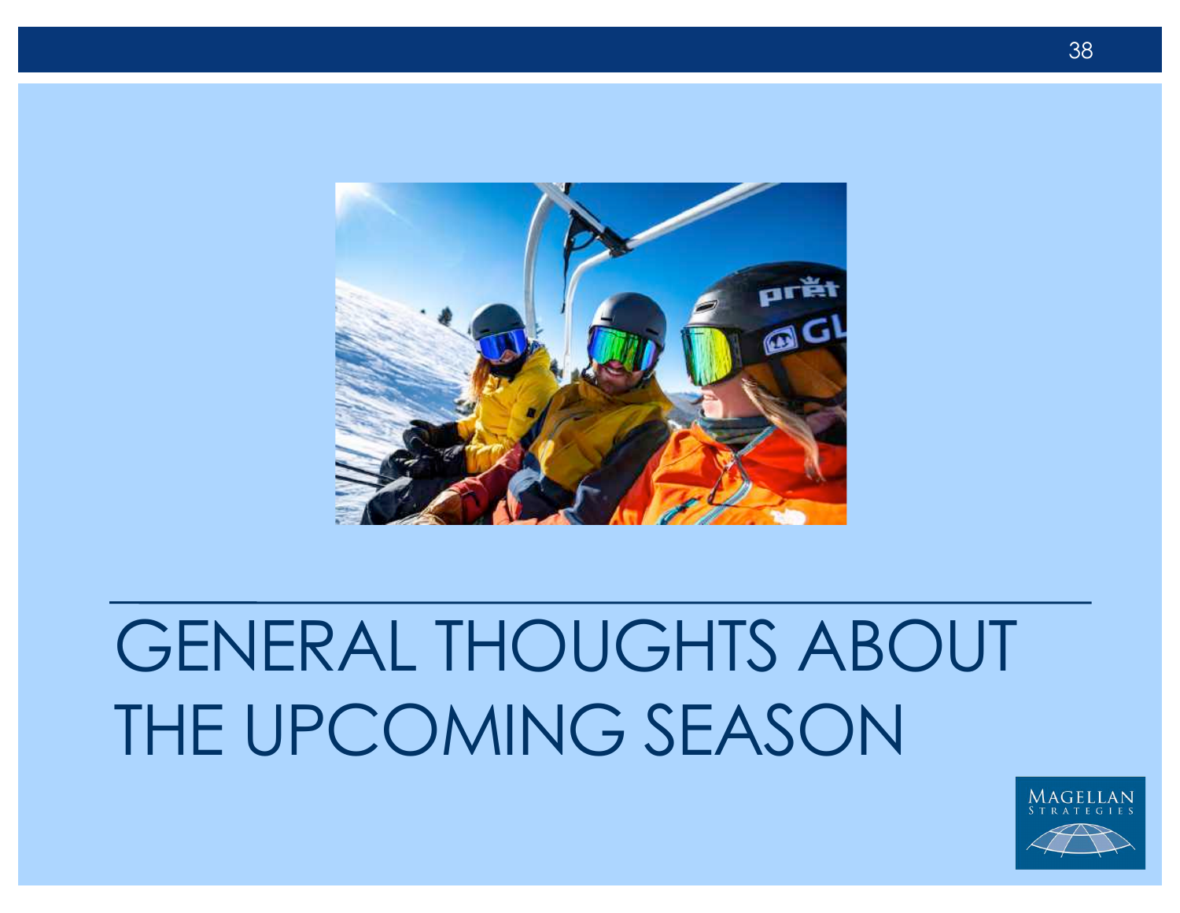# GENERAL THOUGHTS ABOUT THE UPCOMING SEASON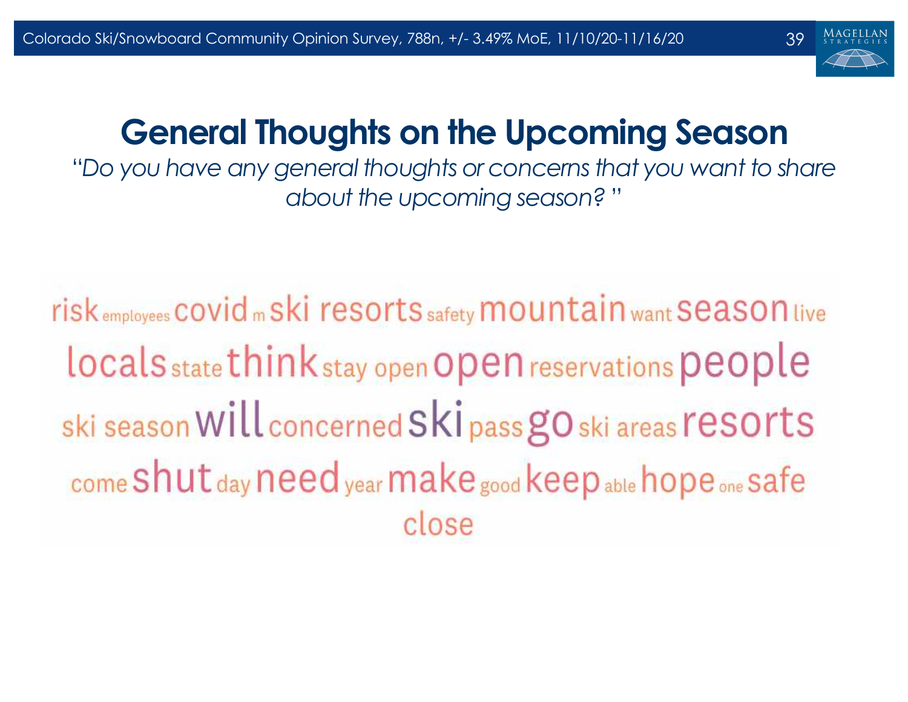# General Thoughts on the Upcoming Season

*"Do you have any general thoughts or concerns that you want to share about the upcoming season? "*

risk employees covid m ski resorts safety mountain want season live
locals state think stay open open reservations people
ski season will concerned ski pass go ski areas resorts
come shut day need year make good keep able hope one safe
close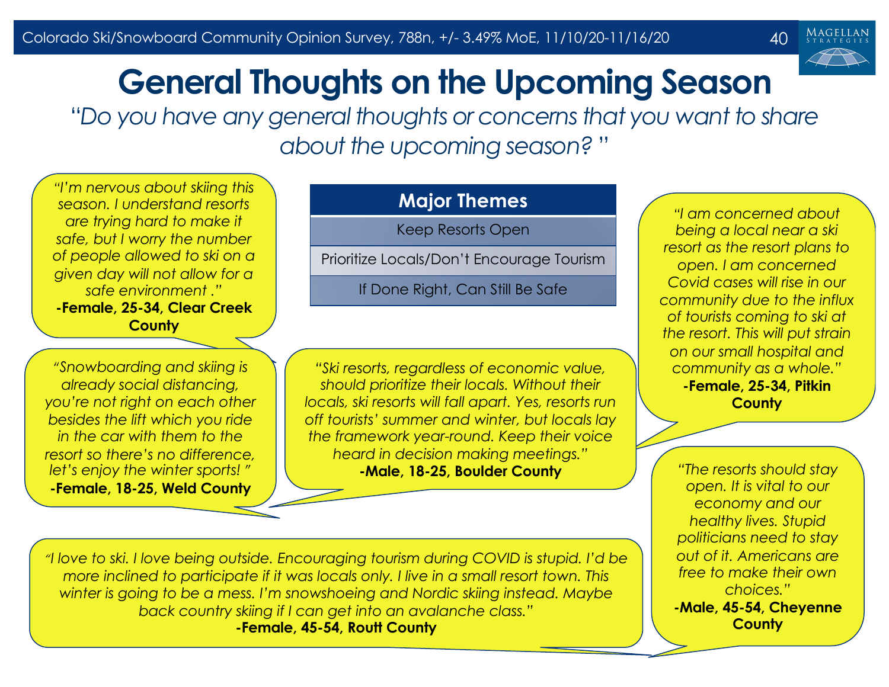# General Thoughts on the Upcoming Season

*"Do you have any general thoughts or concerns that you want to share about the upcoming season?"*

| Major Themes |
|---|
| Keep Resorts Open |
| Prioritize Locals/Don't Encourage Tourism |
| If Done Right, Can Still Be Safe |

*"I'm nervous about skiing this season. I understand resorts are trying hard to make it safe, but I worry the number of people allowed to ski on a given day will not allow for a safe environment ."*
**-Female, 25-34, Clear Creek County**

*"Snowboarding and skiing is already social distancing, you're not right on each other besides the lift which you ride in the car with them to the resort so there's no difference, let's enjoy the winter sports! "*
**-Female, 18-25, Weld County**

*"Ski resorts, regardless of economic value, should prioritize their locals. Without their locals, ski resorts will fall apart. Yes, resorts run off tourists' summer and winter, but locals lay the framework year-round. Keep their voice heard in decision making meetings."*
**-Male, 18-25, Boulder County**

*"I am concerned about being a local near a ski resort as the resort plans to open. I am concerned Covid cases will rise in our community due to the influx of tourists coming to ski at the resort. This will put strain on our small hospital and community as a whole."*
**-Female, 25-34, Pitkin County**

*"I love to ski. I love being outside. Encouraging tourism during COVID is stupid. I'd be more inclined to participate if it was locals only. I live in a small resort town. This winter is going to be a mess. I'm snowshoeing and Nordic skiing instead. Maybe back country skiing if I can get into an avalanche class."*
**-Female, 45-54, Routt County**

*"The resorts should stay open. It is vital to our economy and our healthy lives. Stupid politicians need to stay out of it. Americans are free to make their own choices."*
**-Male, 45-54, Cheyenne County**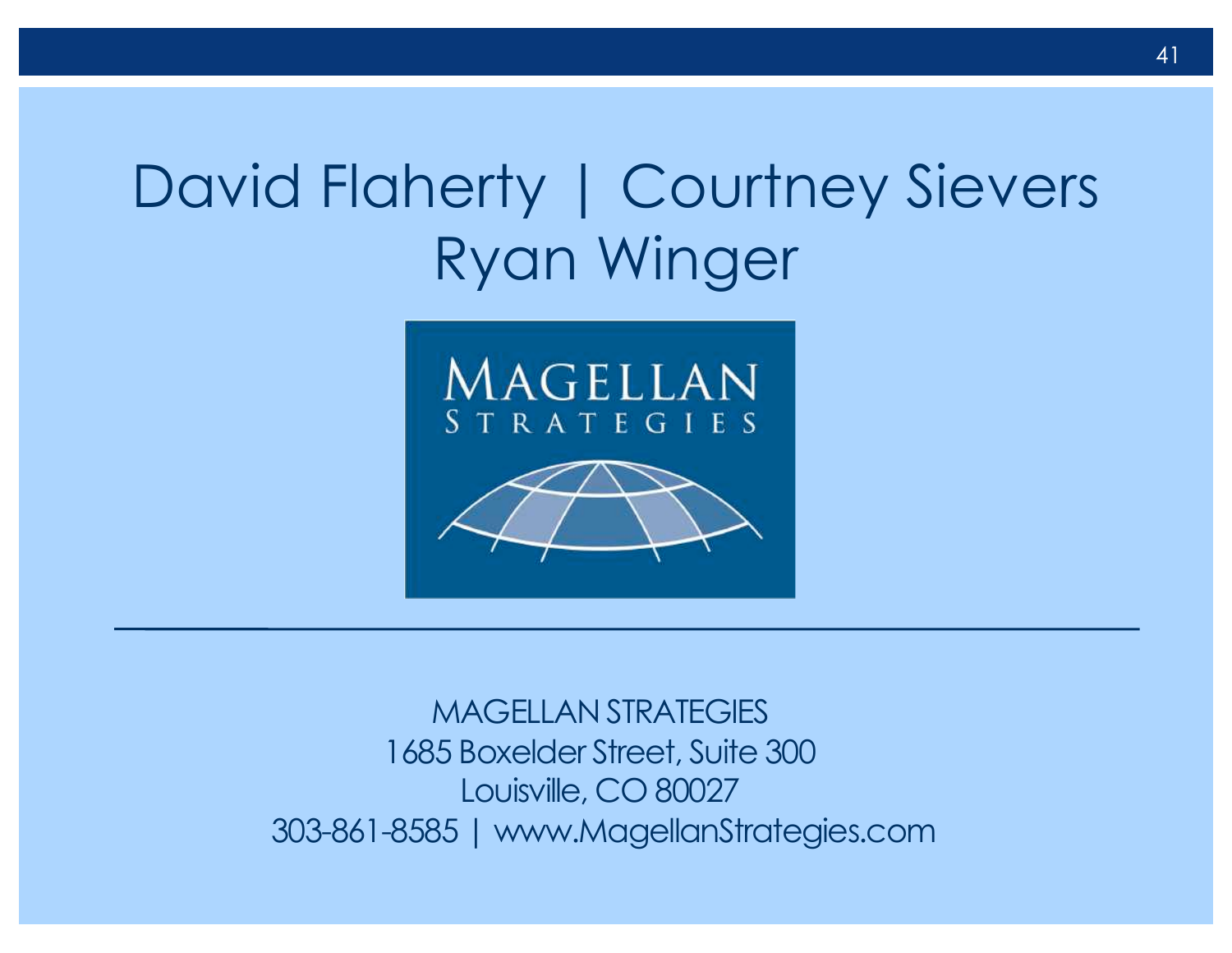# David Flaherty | Courtney Sievers
# Ryan Winger

MAGELLAN STRATEGIES
1685 Boxelder Street, Suite 300
Louisville, CO 80027
303-861-8585 | www.MagellanStrategies.com